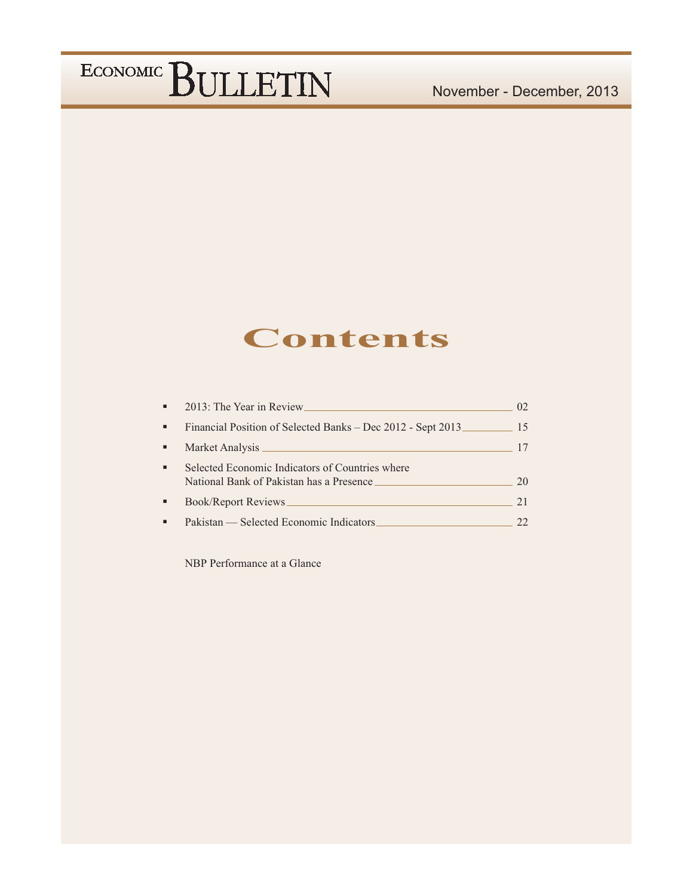# ECONOMIC BULLETIN

November - December, 2013

## Contents

- 2013: The Year in Review — 02
- Financial Position of Selected Banks – Dec 2012 - Sept 2013 — 15
- Market Analysis — 17
- Selected Economic Indicators of Countries where National Bank of Pakistan has a Presence — 20
- Book/Report Reviews — 21
- Pakistan — Selected Economic Indicators — 22

NBP Performance at a Glance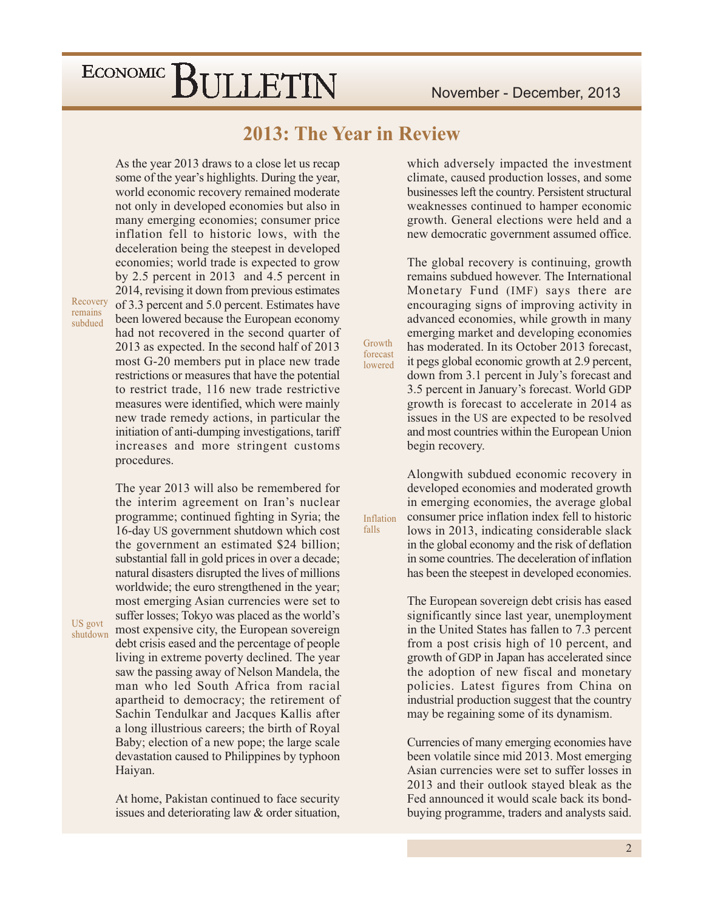## 2013: The Year in Review

As the year 2013 draws to a close let us recap some of the year's highlights. During the year, world economic recovery remained moderate not only in developed economies but also in many emerging economies; consumer price inflation fell to historic lows, with the deceleration being the steepest in developed economies; world trade is expected to grow by 2.5 percent in 2013 and 4.5 percent in 2014, revising it down from previous estimates of 3.3 percent and 5.0 percent. Estimates have been lowered because the European economy had not recovered in the second quarter of 2013 as expected. In the second half of 2013 most G-20 members put in place new trade restrictions or measures that have the potential to restrict trade, 116 new trade restrictive measures were identified, which were mainly new trade remedy actions, in particular the initiation of anti-dumping investigations, tariff increases and more stringent customs procedures.

*Recovery remains subdued*

The year 2013 will also be remembered for the interim agreement on Iran's nuclear programme; continued fighting in Syria; the 16-day US government shutdown which cost the government an estimated $24 billion; substantial fall in gold prices in over a decade; natural disasters disrupted the lives of millions worldwide; the euro strengthened in the year; most emerging Asian currencies were set to suffer losses; Tokyo was placed as the world's most expensive city, the European sovereign debt crisis eased and the percentage of people living in extreme poverty declined. The year saw the passing away of Nelson Mandela, the man who led South Africa from racial apartheid to democracy; the retirement of Sachin Tendulkar and Jacques Kallis after a long illustrious careers; the birth of Royal Baby; election of a new pope; the large scale devastation caused to Philippines by typhoon Haiyan.

*US govt shutdown*

At home, Pakistan continued to face security issues and deteriorating law & order situation, which adversely impacted the investment climate, caused production losses, and some businesses left the country. Persistent structural weaknesses continued to hamper economic growth. General elections were held and a new democratic government assumed office.

The global recovery is continuing, growth remains subdued however. The International Monetary Fund (IMF) says there are encouraging signs of improving activity in advanced economies, while growth in many emerging market and developing economies has moderated. In its October 2013 forecast, it pegs global economic growth at 2.9 percent, down from 3.1 percent in July's forecast and 3.5 percent in January's forecast. World GDP growth is forecast to accelerate in 2014 as issues in the US are expected to be resolved and most countries within the European Union begin recovery.

*Growth forecast lowered*

Alongwith subdued economic recovery in developed economies and moderated growth in emerging economies, the average global consumer price inflation index fell to historic lows in 2013, indicating considerable slack in the global economy and the risk of deflation in some countries. The deceleration of inflation has been the steepest in developed economies.

*Inflation falls*

The European sovereign debt crisis has eased significantly since last year, unemployment in the United States has fallen to 7.3 percent from a post crisis high of 10 percent, and growth of GDP in Japan has accelerated since the adoption of new fiscal and monetary policies. Latest figures from China on industrial production suggest that the country may be regaining some of its dynamism.

Currencies of many emerging economies have been volatile since mid 2013. Most emerging Asian currencies were set to suffer losses in 2013 and their outlook stayed bleak as the Fed announced it would scale back its bond-buying programme, traders and analysts said.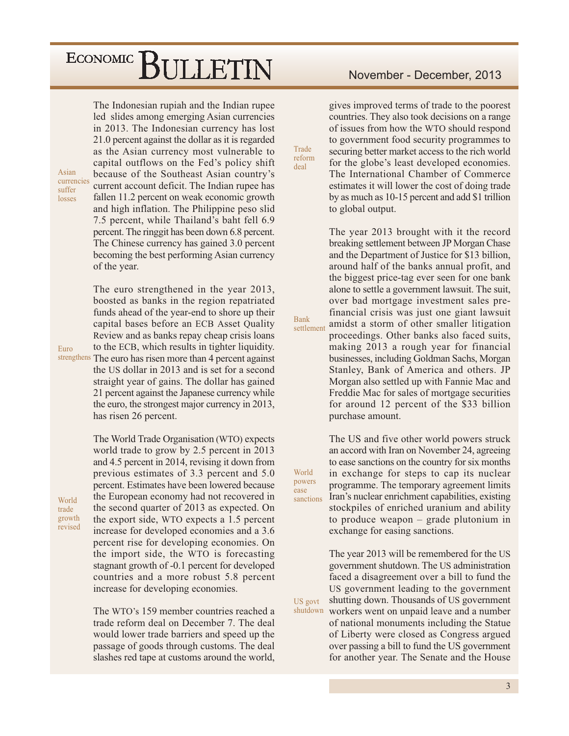**Asian currencies suffer losses**

The Indonesian rupiah and the Indian rupee led slides among emerging Asian currencies in 2013. The Indonesian currency has lost 21.0 percent against the dollar as it is regarded as the Asian currency most vulnerable to capital outflows on the Fed's policy shift because of the Southeast Asian country's current account deficit. The Indian rupee has fallen 11.2 percent on weak economic growth and high inflation. The Philippine peso slid 7.5 percent, while Thailand's baht fell 6.9 percent. The ringgit has been down 6.8 percent. The Chinese currency has gained 3.0 percent becoming the best performing Asian currency of the year.

**Euro strengthens**

The euro strengthened in the year 2013, boosted as banks in the region repatriated funds ahead of the year-end to shore up their capital bases before an ECB Asset Quality Review and as banks repay cheap crisis loans to the ECB, which results in tighter liquidity. The euro has risen more than 4 percent against the US dollar in 2013 and is set for a second straight year of gains. The dollar has gained 21 percent against the Japanese currency while the euro, the strongest major currency in 2013, has risen 26 percent.

**World trade growth revised**

The World Trade Organisation (WTO) expects world trade to grow by 2.5 percent in 2013 and 4.5 percent in 2014, revising it down from previous estimates of 3.3 percent and 5.0 percent. Estimates have been lowered because the European economy had not recovered in the second quarter of 2013 as expected. On the export side, WTO expects a 1.5 percent increase for developed economies and a 3.6 percent rise for developing economies. On the import side, the WTO is forecasting stagnant growth of -0.1 percent for developed countries and a more robust 5.8 percent increase for developing economies.

**Trade reform deal**

The WTO's 159 member countries reached a trade reform deal on December 7. The deal would lower trade barriers and speed up the passage of goods through customs. The deal slashes red tape at customs around the world, gives improved terms of trade to the poorest countries. They also took decisions on a range of issues from how the WTO should respond to government food security programmes to securing better market access to the rich world for the globe's least developed economies. The International Chamber of Commerce estimates it will lower the cost of doing trade by as much as 10-15 percent and add $1 trillion to global output.

**Bank settlement**

The year 2013 brought with it the record breaking settlement between JP Morgan Chase and the Department of Justice for $13 billion, around half of the banks annual profit, and the biggest price-tag ever seen for one bank alone to settle a government lawsuit. The suit, over bad mortgage investment sales pre-financial crisis was just one giant lawsuit amidst a storm of other smaller litigation proceedings. Other banks also faced suits, making 2013 a rough year for financial businesses, including Goldman Sachs, Morgan Stanley, Bank of America and others. JP Morgan also settled up with Fannie Mac and Freddie Mac for sales of mortgage securities for around 12 percent of the $33 billion purchase amount.

**World powers ease sanctions**

The US and five other world powers struck an accord with Iran on November 24, agreeing to ease sanctions on the country for six months in exchange for steps to cap its nuclear programme. The temporary agreement limits Iran's nuclear enrichment capabilities, existing stockpiles of enriched uranium and ability to produce weapon – grade plutonium in exchange for easing sanctions.

**US govt shutdown**

The year 2013 will be remembered for the US government shutdown. The US administration faced a disagreement over a bill to fund the US government leading to the government shutting down. Thousands of US government workers went on unpaid leave and a number of national monuments including the Statue of Liberty were closed as Congress argued over passing a bill to fund the US government for another year. The Senate and the House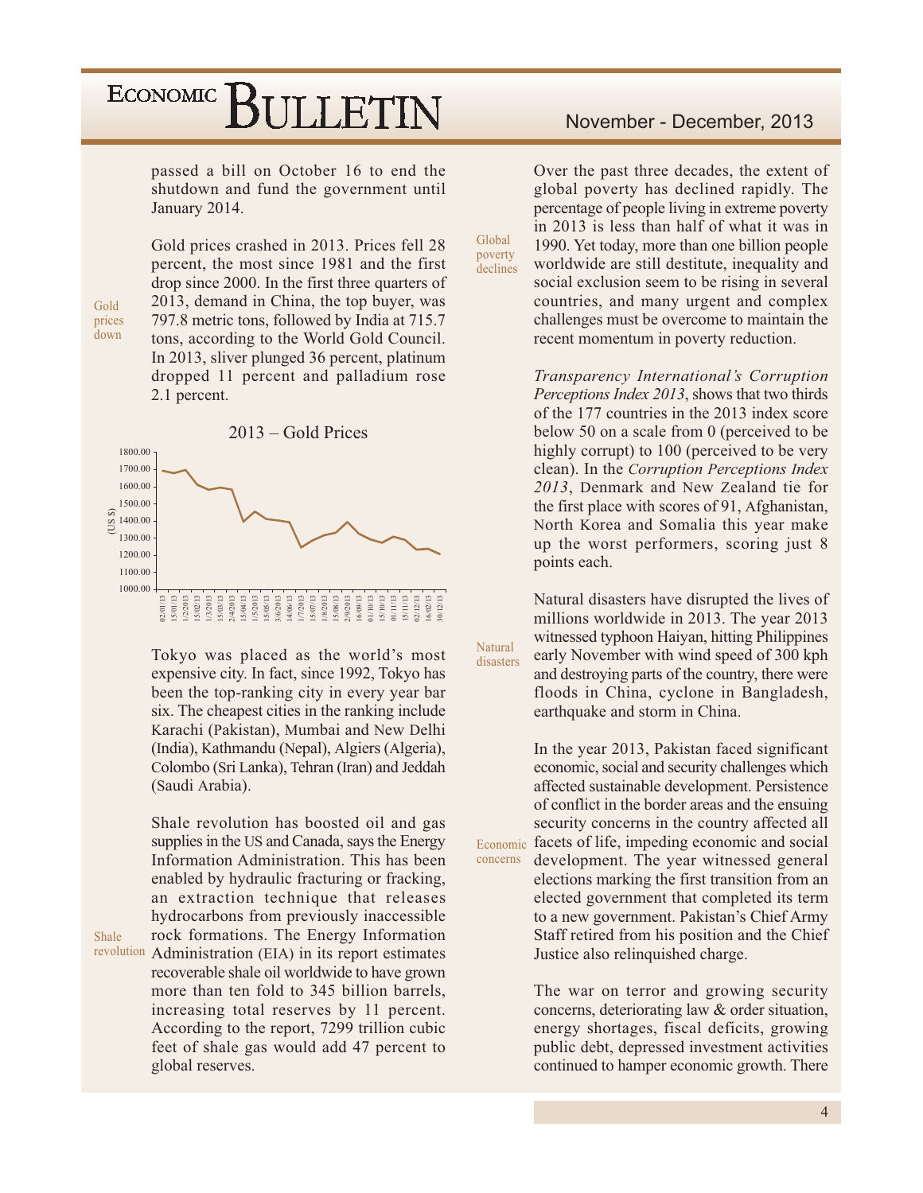passed a bill on October 16 to end the shutdown and fund the government until January 2014.

Gold prices down

Gold prices crashed in 2013. Prices fell 28 percent, the most since 1981 and the first drop since 2000. In the first three quarters of 2013, demand in China, the top buyer, was 797.8 metric tons, followed by India at 715.7 tons, according to the World Gold Council. In 2013, sliver plunged 36 percent, platinum dropped 11 percent and palladium rose 2.1 percent.

2013 – Gold Prices

Tokyo was placed as the world's most expensive city. In fact, since 1992, Tokyo has been the top-ranking city in every year bar six. The cheapest cities in the ranking include Karachi (Pakistan), Mumbai and New Delhi (India), Kathmandu (Nepal), Algiers (Algeria), Colombo (Sri Lanka), Tehran (Iran) and Jeddah (Saudi Arabia).

Shale revolution

Shale revolution has boosted oil and gas supplies in the US and Canada, says the Energy Information Administration. This has been enabled by hydraulic fracturing or fracking, an extraction technique that releases hydrocarbons from previously inaccessible rock formations. The Energy Information Administration (EIA) in its report estimates recoverable shale oil worldwide to have grown more than ten fold to 345 billion barrels, increasing total reserves by 11 percent. According to the report, 7299 trillion cubic feet of shale gas would add 47 percent to global reserves.

Global poverty declines

Over the past three decades, the extent of global poverty has declined rapidly. The percentage of people living in extreme poverty in 2013 is less than half of what it was in 1990. Yet today, more than one billion people worldwide are still destitute, inequality and social exclusion seem to be rising in several countries, and many urgent and complex challenges must be overcome to maintain the recent momentum in poverty reduction.

*Transparency International's Corruption Perceptions Index 2013*, shows that two thirds of the 177 countries in the 2013 index score below 50 on a scale from 0 (perceived to be highly corrupt) to 100 (perceived to be very clean). In the *Corruption Perceptions Index 2013*, Denmark and New Zealand tie for the first place with scores of 91, Afghanistan, North Korea and Somalia this year make up the worst performers, scoring just 8 points each.

Natural disasters

Natural disasters have disrupted the lives of millions worldwide in 2013. The year 2013 witnessed typhoon Haiyan, hitting Philippines early November with wind speed of 300 kph and destroying parts of the country, there were floods in China, cyclone in Bangladesh, earthquake and storm in China.

Economic concerns

In the year 2013, Pakistan faced significant economic, social and security challenges which affected sustainable development. Persistence of conflict in the border areas and the ensuing security concerns in the country affected all facets of life, impeding economic and social development. The year witnessed general elections marking the first transition from an elected government that completed its term to a new government. Pakistan's Chief Army Staff retired from his position and the Chief Justice also relinquished charge.

The war on terror and growing security concerns, deteriorating law & order situation, energy shortages, fiscal deficits, growing public debt, depressed investment activities continued to hamper economic growth. There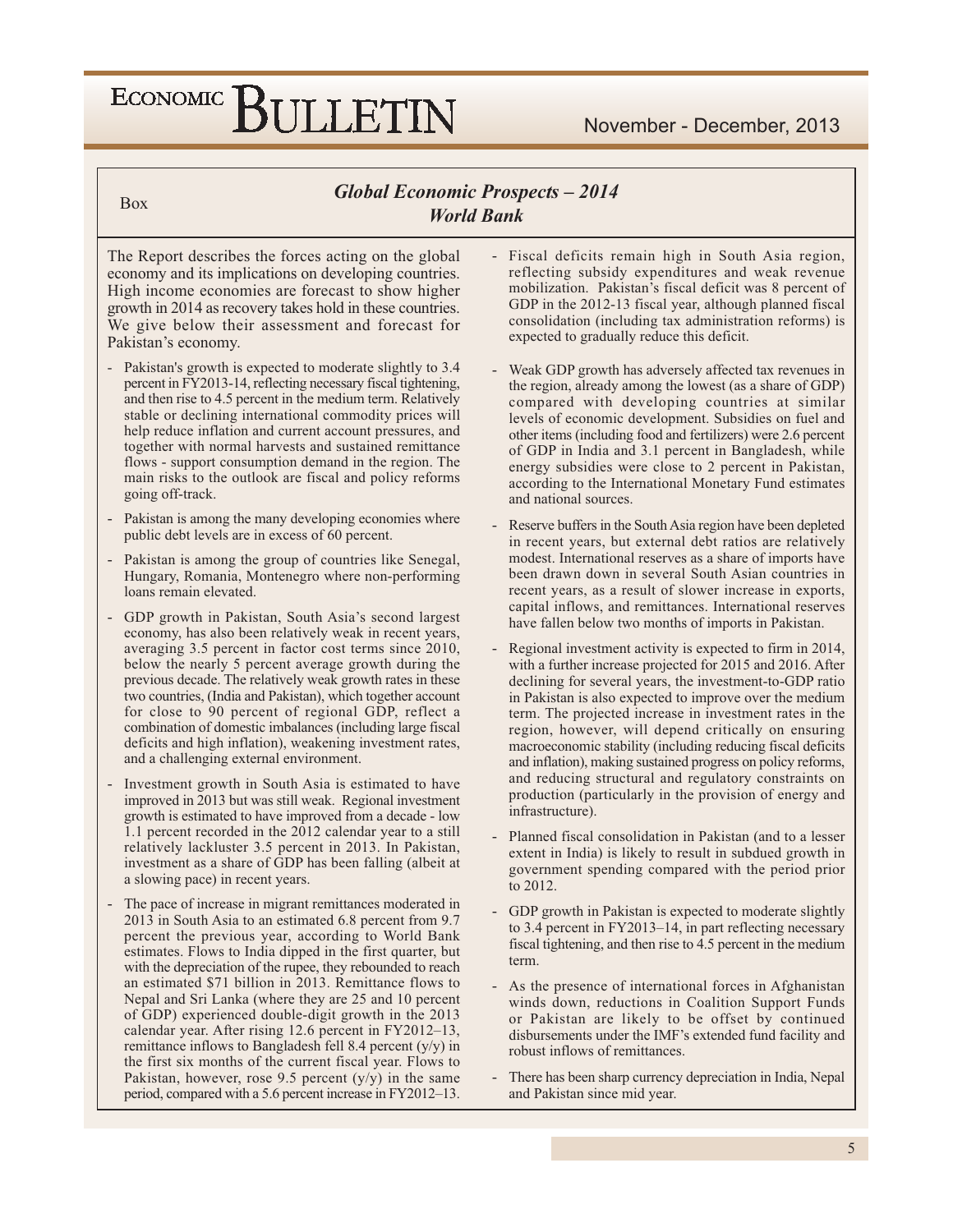Box

## *Global Economic Prospects – 2014*
## *World Bank*

The Report describes the forces acting on the global economy and its implications on developing countries. High income economies are forecast to show higher growth in 2014 as recovery takes hold in these countries. We give below their assessment and forecast for Pakistan's economy.

- Pakistan's growth is expected to moderate slightly to 3.4 percent in FY2013-14, reflecting necessary fiscal tightening, and then rise to 4.5 percent in the medium term. Relatively stable or declining international commodity prices will help reduce inflation and current account pressures, and together with normal harvests and sustained remittance flows - support consumption demand in the region. The main risks to the outlook are fiscal and policy reforms going off-track.
- Pakistan is among the many developing economies where public debt levels are in excess of 60 percent.
- Pakistan is among the group of countries like Senegal, Hungary, Romania, Montenegro where non-performing loans remain elevated.
- GDP growth in Pakistan, South Asia's second largest economy, has also been relatively weak in recent years, averaging 3.5 percent in factor cost terms since 2010, below the nearly 5 percent average growth during the previous decade. The relatively weak growth rates in these two countries, (India and Pakistan), which together account for close to 90 percent of regional GDP, reflect a combination of domestic imbalances (including large fiscal deficits and high inflation), weakening investment rates, and a challenging external environment.
- Investment growth in South Asia is estimated to have improved in 2013 but was still weak. Regional investment growth is estimated to have improved from a decade - low 1.1 percent recorded in the 2012 calendar year to a still relatively lackluster 3.5 percent in 2013. In Pakistan, investment as a share of GDP has been falling (albeit at a slowing pace) in recent years.
- The pace of increase in migrant remittances moderated in 2013 in South Asia to an estimated 6.8 percent from 9.7 percent the previous year, according to World Bank estimates. Flows to India dipped in the first quarter, but with the depreciation of the rupee, they rebounded to reach an estimated $71 billion in 2013. Remittance flows to Nepal and Sri Lanka (where they are 25 and 10 percent of GDP) experienced double-digit growth in the 2013 calendar year. After rising 12.6 percent in FY2012–13, remittance inflows to Bangladesh fell 8.4 percent (y/y) in the first six months of the current fiscal year. Flows to Pakistan, however, rose 9.5 percent (y/y) in the same period, compared with a 5.6 percent increase in FY2012–13.
- Fiscal deficits remain high in South Asia region, reflecting subsidy expenditures and weak revenue mobilization. Pakistan's fiscal deficit was 8 percent of GDP in the 2012-13 fiscal year, although planned fiscal consolidation (including tax administration reforms) is expected to gradually reduce this deficit.
- Weak GDP growth has adversely affected tax revenues in the region, already among the lowest (as a share of GDP) compared with developing countries at similar levels of economic development. Subsidies on fuel and other items (including food and fertilizers) were 2.6 percent of GDP in India and 3.1 percent in Bangladesh, while energy subsidies were close to 2 percent in Pakistan, according to the International Monetary Fund estimates and national sources.
- Reserve buffers in the South Asia region have been depleted in recent years, but external debt ratios are relatively modest. International reserves as a share of imports have been drawn down in several South Asian countries in recent years, as a result of slower increase in exports, capital inflows, and remittances. International reserves have fallen below two months of imports in Pakistan.
- Regional investment activity is expected to firm in 2014, with a further increase projected for 2015 and 2016. After declining for several years, the investment-to-GDP ratio in Pakistan is also expected to improve over the medium term. The projected increase in investment rates in the region, however, will depend critically on ensuring macroeconomic stability (including reducing fiscal deficits and inflation), making sustained progress on policy reforms, and reducing structural and regulatory constraints on production (particularly in the provision of energy and infrastructure).
- Planned fiscal consolidation in Pakistan (and to a lesser extent in India) is likely to result in subdued growth in government spending compared with the period prior to 2012.
- GDP growth in Pakistan is expected to moderate slightly to 3.4 percent in FY2013–14, in part reflecting necessary fiscal tightening, and then rise to 4.5 percent in the medium term.
- As the presence of international forces in Afghanistan winds down, reductions in Coalition Support Funds or Pakistan are likely to be offset by continued disbursements under the IMF's extended fund facility and robust inflows of remittances.
- There has been sharp currency depreciation in India, Nepal and Pakistan since mid year.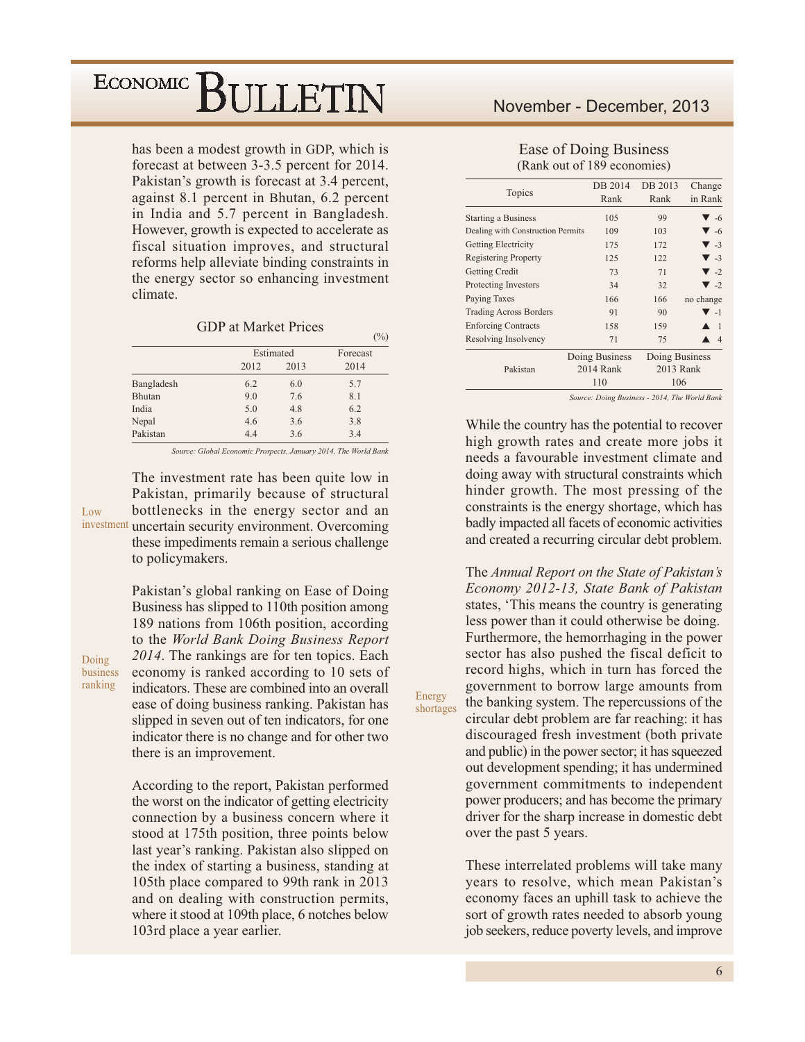has been a modest growth in GDP, which is forecast at between 3-3.5 percent for 2014. Pakistan's growth is forecast at 3.4 percent, against 8.1 percent in Bhutan, 6.2 percent in India and 5.7 percent in Bangladesh. However, growth is expected to accelerate as fiscal situation improves, and structural reforms help alleviate binding constraints in the energy sector so enhancing investment climate.

GDP at Market Prices

(%)

| | Estimated | | Forecast |
|---|---|---|---|
| | 2012 | 2013 | 2014 |
| Bangladesh | 6.2 | 6.0 | 5.7 |
| Bhutan | 9.0 | 7.6 | 8.1 |
| India | 5.0 | 4.8 | 6.2 |
| Nepal | 4.6 | 3.6 | 3.8 |
| Pakistan | 4.4 | 3.6 | 3.4 |

*Source: Global Economic Prospects, January 2014, The World Bank*

Low investment

The investment rate has been quite low in Pakistan, primarily because of structural bottlenecks in the energy sector and an uncertain security environment. Overcoming these impediments remain a serious challenge to policymakers.

Doing business ranking

Pakistan's global ranking on Ease of Doing Business has slipped to 110th position among 189 nations from 106th position, according to the *World Bank Doing Business Report 2014*. The rankings are for ten topics. Each economy is ranked according to 10 sets of indicators. These are combined into an overall ease of doing business ranking. Pakistan has slipped in seven out of ten indicators, for one indicator there is no change and for other two there is an improvement.

According to the report, Pakistan performed the worst on the indicator of getting electricity connection by a business concern where it stood at 175th position, three points below last year's ranking. Pakistan also slipped on the index of starting a business, standing at 105th place compared to 99th rank in 2013 and on dealing with construction permits, where it stood at 109th place, 6 notches below 103rd place a year earlier.

Ease of Doing Business
(Rank out of 189 economies)

| Topics | DB 2014 Rank | DB 2013 Rank | Change in Rank |
|---|---|---|---|
| Starting a Business | 105 | 99 | ▼ -6 |
| Dealing with Construction Permits | 109 | 103 | ▼ -6 |
| Getting Electricity | 175 | 172 | ▼ -3 |
| Registering Property | 125 | 122 | ▼ -3 |
| Getting Credit | 73 | 71 | ▼ -2 |
| Protecting Investors | 34 | 32 | ▼ -2 |
| Paying Taxes | 166 | 166 | no change |
| Trading Across Borders | 91 | 90 | ▼ -1 |
| Enforcing Contracts | 158 | 159 | ▲ 1 |
| Resolving Insolvency | 71 | 75 | ▲ 4 |
| Pakistan | Doing Business 2014 Rank 110 | Doing Business 2013 Rank 106 | |

*Source: Doing Business - 2014, The World Bank*

While the country has the potential to recover high growth rates and create more jobs it needs a favourable investment climate and doing away with structural constraints which hinder growth. The most pressing of the constraints is the energy shortage, which has badly impacted all facets of economic activities and created a recurring circular debt problem.

Energy shortages

The *Annual Report on the State of Pakistan's Economy 2012-13, State Bank of Pakistan* states, 'This means the country is generating less power than it could otherwise be doing. Furthermore, the hemorrhaging in the power sector has also pushed the fiscal deficit to record highs, which in turn has forced the government to borrow large amounts from the banking system. The repercussions of the circular debt problem are far reaching: it has discouraged fresh investment (both private and public) in the power sector; it has squeezed out development spending; it has undermined government commitments to independent power producers; and has become the primary driver for the sharp increase in domestic debt over the past 5 years.

These interrelated problems will take many years to resolve, which mean Pakistan's economy faces an uphill task to achieve the sort of growth rates needed to absorb young job seekers, reduce poverty levels, and improve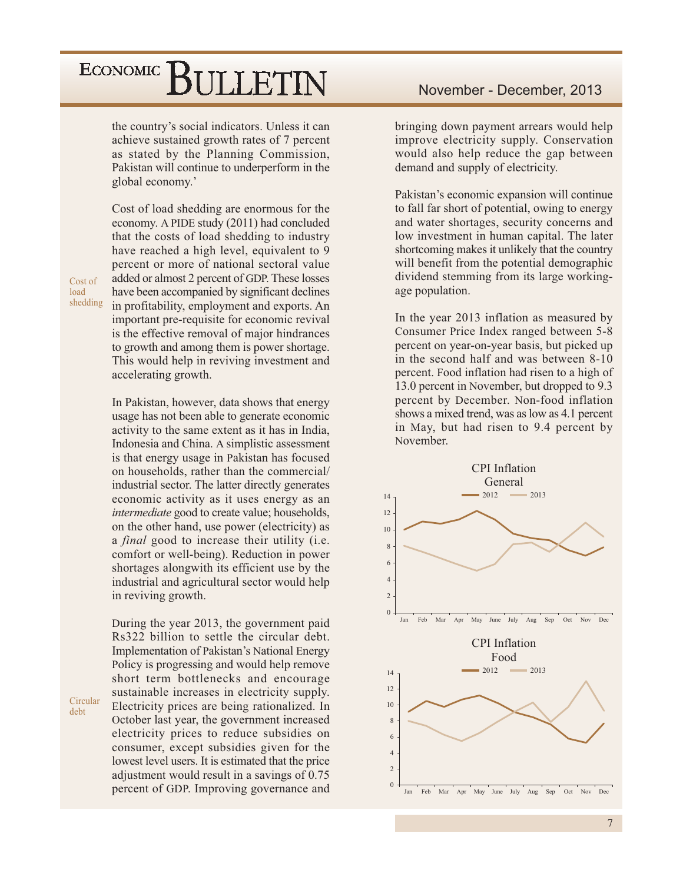the country's social indicators. Unless it can achieve sustained growth rates of 7 percent as stated by the Planning Commission, Pakistan will continue to underperform in the global economy.'

Cost of load shedding

Cost of load shedding are enormous for the economy. A PIDE study (2011) had concluded that the costs of load shedding to industry have reached a high level, equivalent to 9 percent or more of national sectoral value added or almost 2 percent of GDP. These losses have been accompanied by significant declines in profitability, employment and exports. An important pre-requisite for economic revival is the effective removal of major hindrances to growth and among them is power shortage. This would help in reviving investment and accelerating growth.

In Pakistan, however, data shows that energy usage has not been able to generate economic activity to the same extent as it has in India, Indonesia and China. A simplistic assessment is that energy usage in Pakistan has focused on households, rather than the commercial/ industrial sector. The latter directly generates economic activity as it uses energy as an *intermediate* good to create value; households, on the other hand, use power (electricity) as a *final* good to increase their utility (i.e. comfort or well-being). Reduction in power shortages alongwith its efficient use by the industrial and agricultural sector would help in reviving growth.

Circular debt

During the year 2013, the government paid Rs322 billion to settle the circular debt. Implementation of Pakistan's National Energy Policy is progressing and would help remove short term bottlenecks and encourage sustainable increases in electricity supply. Electricity prices are being rationalized. In October last year, the government increased electricity prices to reduce subsidies on consumer, except subsidies given for the lowest level users. It is estimated that the price adjustment would result in a savings of 0.75 percent of GDP. Improving governance and bringing down payment arrears would help improve electricity supply. Conservation would also help reduce the gap between demand and supply of electricity.

Pakistan's economic expansion will continue to fall far short of potential, owing to energy and water shortages, security concerns and low investment in human capital. The later shortcoming makes it unlikely that the country will benefit from the potential demographic dividend stemming from its large working-age population.

In the year 2013 inflation as measured by Consumer Price Index ranged between 5-8 percent on year-on-year basis, but picked up in the second half and was between 8-10 percent. Food inflation had risen to a high of 13.0 percent in November, but dropped to 9.3 percent by December. Non-food inflation shows a mixed trend, was as low as 4.1 percent in May, but had risen to 9.4 percent by November.

CPI Inflation General

CPI Inflation Food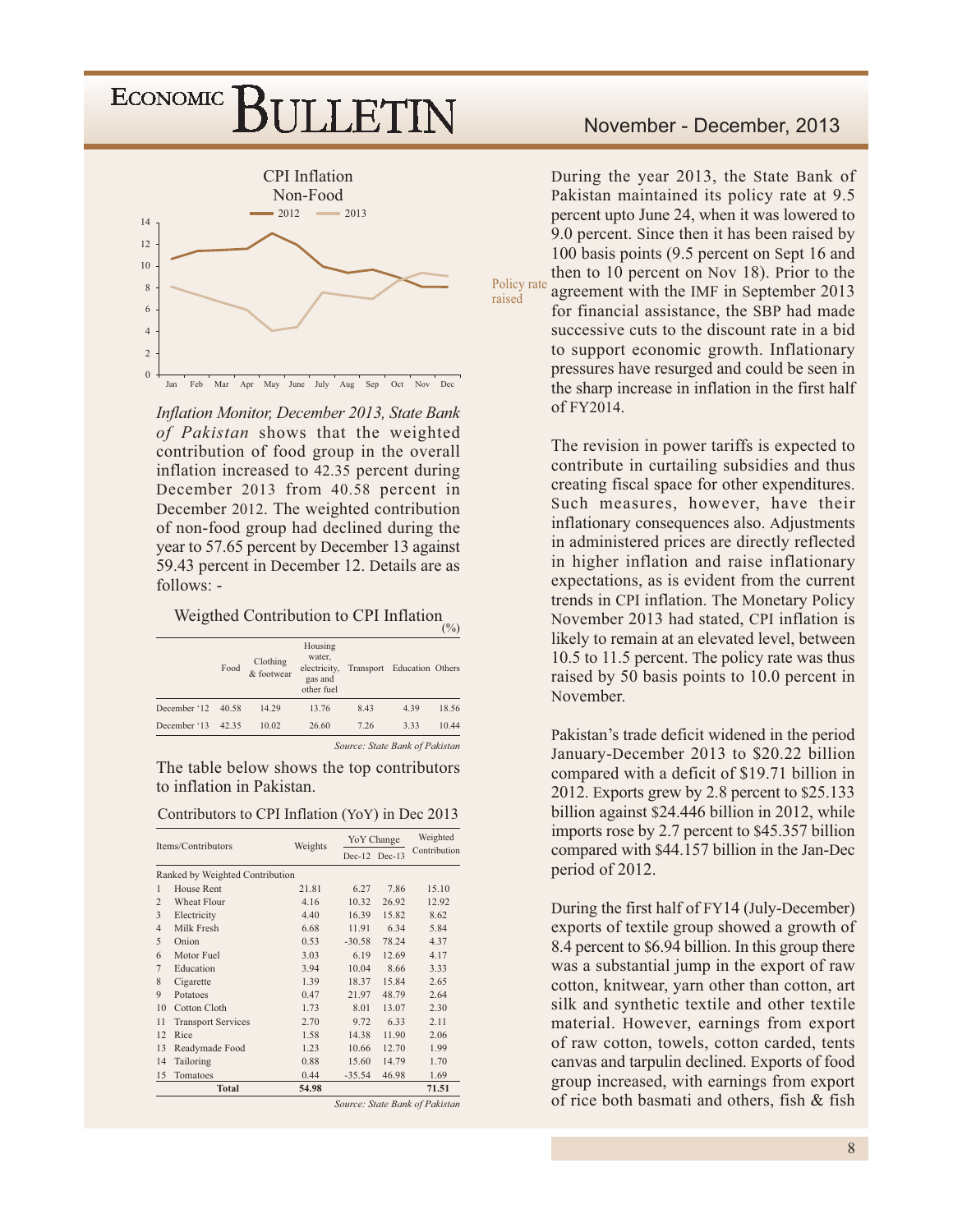CPI Inflation Non-Food

Legend: 2012, 2013

*Inflation Monitor, December 2013, State Bank of Pakistan* shows that the weighted contribution of food group in the overall inflation increased to 42.35 percent during December 2013 from 40.58 percent in December 2012. The weighted contribution of non-food group had declined during the year to 57.65 percent by December 13 against 59.43 percent in December 12. Details are as follows: -

Weigthed Contribution to CPI Inflation (%)

| | Food | Clothing & footwear | Housing water, electricity, gas and other fuel | Transport | Education | Others |
|---|---|---|---|---|---|---|
| December '12 | 40.58 | 14.29 | 13.76 | 8.43 | 4.39 | 18.56 |
| December '13 | 42.35 | 10.02 | 26.60 | 7.26 | 3.33 | 10.44 |

*Source: State Bank of Pakistan*

The table below shows the top contributors to inflation in Pakistan.

Contributors to CPI Inflation (YoY) in Dec 2013

| | Items/Contributors | Weights | YoY Change | | Weighted Contribution |
|---|---|---|---|---|---|
| | | | Dec-12 | Dec-13 | |
| | Ranked by Weighted Contribution | | | | |
| 1 | House Rent | 21.81 | 6.27 | 7.86 | 15.10 |
| 2 | Wheat Flour | 4.16 | 10.32 | 26.92 | 12.92 |
| 3 | Electricity | 4.40 | 16.39 | 15.82 | 8.62 |
| 4 | Milk Fresh | 6.68 | 11.91 | 6.34 | 5.84 |
| 5 | Onion | 0.53 | -30.58 | 78.24 | 4.37 |
| 6 | Motor Fuel | 3.03 | 6.19 | 12.69 | 4.17 |
| 7 | Education | 3.94 | 10.04 | 8.66 | 3.33 |
| 8 | Cigarette | 1.39 | 18.37 | 15.84 | 2.65 |
| 9 | Potatoes | 0.47 | 21.97 | 48.79 | 2.64 |
| 10 | Cotton Cloth | 1.73 | 8.01 | 13.07 | 2.30 |
| 11 | Transport Services | 2.70 | 9.72 | 6.33 | 2.11 |
| 12 | Rice | 1.58 | 14.38 | 11.90 | 2.06 |
| 13 | Readymade Food | 1.23 | 10.66 | 12.70 | 1.99 |
| 14 | Tailoring | 0.88 | 15.60 | 14.79 | 1.70 |
| 15 | Tomatoes | 0.44 | -35.54 | 46.98 | 1.69 |
| | **Total** | **54.98** | | | **71.51** |

*Source: State Bank of Pakistan*

During the year 2013, the State Bank of Pakistan maintained its policy rate at 9.5 percent upto June 24, when it was lowered to 9.0 percent. Since then it has been raised by 100 basis points (9.5 percent on Sept 16 and then to 10 percent on Nov 18). Prior to the agreement with the IMF in September 2013 for financial assistance, the SBP had made successive cuts to the discount rate in a bid to support economic growth. Inflationary pressures have resurged and could be seen in the sharp increase in inflation in the first half of FY2014.

Policy rate raised

The revision in power tariffs is expected to contribute in curtailing subsidies and thus creating fiscal space for other expenditures. Such measures, however, have their inflationary consequences also. Adjustments in administered prices are directly reflected in higher inflation and raise inflationary expectations, as is evident from the current trends in CPI inflation. The Monetary Policy November 2013 had stated, CPI inflation is likely to remain at an elevated level, between 10.5 to 11.5 percent. The policy rate was thus raised by 50 basis points to 10.0 percent in November.

Pakistan's trade deficit widened in the period January-December 2013 to $20.22 billion compared with a deficit of $19.71 billion in 2012. Exports grew by 2.8 percent to $25.133 billion against $24.446 billion in 2012, while imports rose by 2.7 percent to $45.357 billion compared with $44.157 billion in the Jan-Dec period of 2012.

During the first half of FY14 (July-December) exports of textile group showed a growth of 8.4 percent to $6.94 billion. In this group there was a substantial jump in the export of raw cotton, knitwear, yarn other than cotton, art silk and synthetic textile and other textile material. However, earnings from export of raw cotton, towels, cotton carded, tents canvas and tarpulin declined. Exports of food group increased, with earnings from export of rice both basmati and others, fish & fish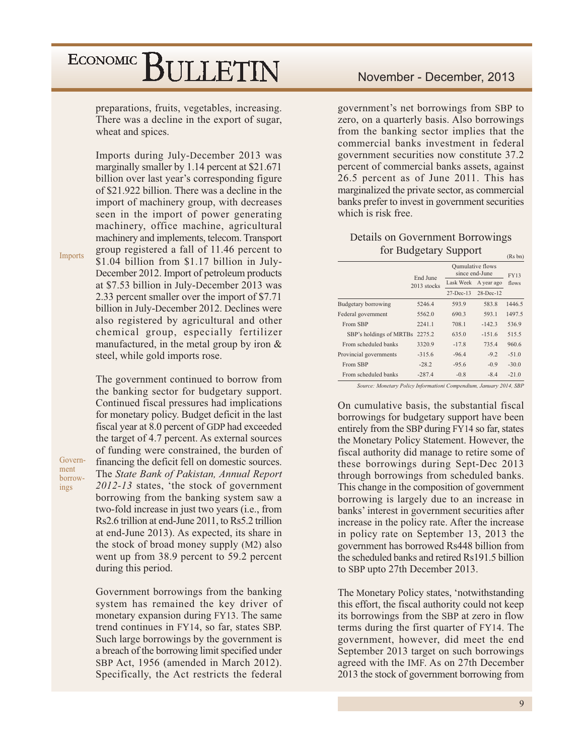preparations, fruits, vegetables, increasing. There was a decline in the export of sugar, wheat and spices.

Imports

Imports during July-December 2013 was marginally smaller by 1.14 percent at $21.671 billion over last year's corresponding figure of $21.922 billion. There was a decline in the import of machinery group, with decreases seen in the import of power generating machinery, office machine, agricultural machinery and implements, telecom. Transport group registered a fall of 11.46 percent to $1.04 billion from $1.17 billion in July-December 2012. Import of petroleum products at $7.53 billion in July-December 2013 was 2.33 percent smaller over the import of $7.71 billion in July-December 2012. Declines were also registered by agricultural and other chemical group, especially fertilizer manufactured, in the metal group by iron & steel, while gold imports rose.

Government borrowings

The government continued to borrow from the banking sector for budgetary support. Continued fiscal pressures had implications for monetary policy. Budget deficit in the last fiscal year at 8.0 percent of GDP had exceeded the target of 4.7 percent. As external sources of funding were constrained, the burden of financing the deficit fell on domestic sources. The *State Bank of Pakistan, Annual Report 2012-13* states, 'the stock of government borrowing from the banking system saw a two-fold increase in just two years (i.e., from Rs2.6 trillion at end-June 2011, to Rs5.2 trillion at end-June 2013). As expected, its share in the stock of broad money supply (M2) also went up from 38.9 percent to 59.2 percent during this period.

Government borrowings from the banking system has remained the key driver of monetary expansion during FY13. The same trend continues in FY14, so far, states SBP. Such large borrowings by the government is a breach of the borrowing limit specified under SBP Act, 1956 (amended in March 2012). Specifically, the Act restricts the federal government's net borrowings from SBP to zero, on a quarterly basis. Also borrowings from the banking sector implies that the commercial banks investment in federal government securities now constitute 37.2 percent of commercial banks assets, against 26.5 percent as of June 2011. This has marginalized the private sector, as commercial banks prefer to invest in government securities which is risk free.

### Details on Government Borrowings for Budgetary Support

(Rs bn)

| | End June 2013 stocks | Qumulative flows since end-June | | FY13 flows |
|---|---|---|---|---|
| | | Lask Week | A year ago | |
| | | 27-Dec-13 | 28-Dec-12 | |
| Budgetary borrowing | 5246.4 | 593.9 | 583.8 | 1446.5 |
| Federal government | 5562.0 | 690.3 | 593.1 | 1497.5 |
| From SBP | 2241.1 | 708.1 | -142.3 | 536.9 |
| SBP's holdings of MRTBs | 2275.2 | 635.0 | -151.6 | 515.5 |
| From scheduled banks | 3320.9 | -17.8 | 735.4 | 960.6 |
| Provincial governments | -315.6 | -96.4 | -9.2 | -51.0 |
| From SBP | -28.2 | -95.6 | -0.9 | -30.0 |
| From scheduled banks | -287.4 | -0.8 | -8.4 | -21.0 |

*Source: Monetary Policy Informationi Compendium, January 2014, SBP*

On cumulative basis, the substantial fiscal borrowings for budgetary support have been entirely from the SBP during FY14 so far, states the Monetary Policy Statement. However, the fiscal authority did manage to retire some of these borrowings during Sept-Dec 2013 through borrowings from scheduled banks. This change in the composition of government borrowing is largely due to an increase in banks' interest in government securities after increase in the policy rate. After the increase in policy rate on September 13, 2013 the government has borrowed Rs448 billion from the scheduled banks and retired Rs191.5 billion to SBP upto 27th December 2013.

The Monetary Policy states, 'notwithstanding this effort, the fiscal authority could not keep its borrowings from the SBP at zero in flow terms during the first quarter of FY14. The government, however, did meet the end September 2013 target on such borrowings agreed with the IMF. As on 27th December 2013 the stock of government borrowing from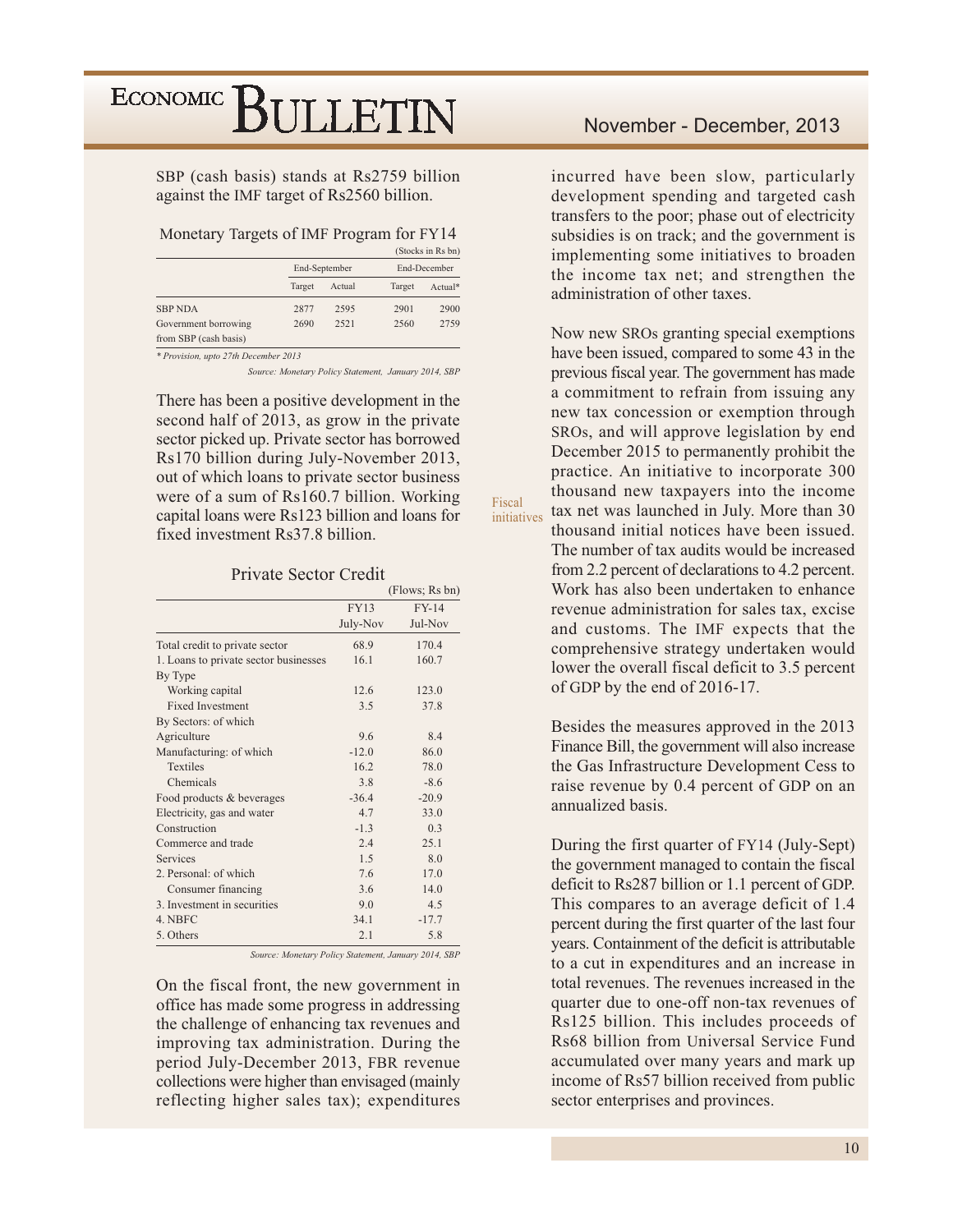SBP (cash basis) stands at Rs2759 billion against the IMF target of Rs2560 billion.

Monetary Targets of IMF Program for FY14

(Stocks in Rs bn)

| | End-September | | End-December | |
|---|---|---|---|---|
| | Target | Actual | Target | Actual* |
| SBP NDA | 2877 | 2595 | 2901 | 2900 |
| Government borrowing from SBP (cash basis) | 2690 | 2521 | 2560 | 2759 |

*\* Provision, upto 27th December 2013*

*Source: Monetary Policy Statement, January 2014, SBP*

There has been a positive development in the second half of 2013, as grow in the private sector picked up. Private sector has borrowed Rs170 billion during July-November 2013, out of which loans to private sector business were of a sum of Rs160.7 billion. Working capital loans were Rs123 billion and loans for fixed investment Rs37.8 billion.

Private Sector Credit

(Flows; Rs bn)

| | FY13 July-Nov | FY-14 Jul-Nov |
|---|---|---|
| Total credit to private sector | 68.9 | 170.4 |
| 1. Loans to private sector businesses | 16.1 | 160.7 |
| By Type | | |
| Working capital | 12.6 | 123.0 |
| Fixed Investment | 3.5 | 37.8 |
| By Sectors: of which | | |
| Agriculture | 9.6 | 8.4 |
| Manufacturing: of which | -12.0 | 86.0 |
| Textiles | 16.2 | 78.0 |
| Chemicals | 3.8 | -8.6 |
| Food products & beverages | -36.4 | -20.9 |
| Electricity, gas and water | 4.7 | 33.0 |
| Construction | -1.3 | 0.3 |
| Commerce and trade | 2.4 | 25.1 |
| Services | 1.5 | 8.0 |
| 2. Personal: of which | 7.6 | 17.0 |
| Consumer financing | 3.6 | 14.0 |
| 3. Investment in securities | 9.0 | 4.5 |
| 4. NBFC | 34.1 | -17.7 |
| 5. Others | 2.1 | 5.8 |

*Source: Monetary Policy Statement, January 2014, SBP*

On the fiscal front, the new government in office has made some progress in addressing the challenge of enhancing tax revenues and improving tax administration. During the period July-December 2013, FBR revenue collections were higher than envisaged (mainly reflecting higher sales tax); expenditures incurred have been slow, particularly development spending and targeted cash transfers to the poor; phase out of electricity subsidies is on track; and the government is implementing some initiatives to broaden the income tax net; and strengthen the administration of other taxes.

Fiscal initiatives

Now new SROs granting special exemptions have been issued, compared to some 43 in the previous fiscal year. The government has made a commitment to refrain from issuing any new tax concession or exemption through SROs, and will approve legislation by end December 2015 to permanently prohibit the practice. An initiative to incorporate 300 thousand new taxpayers into the income tax net was launched in July. More than 30 thousand initial notices have been issued. The number of tax audits would be increased from 2.2 percent of declarations to 4.2 percent. Work has also been undertaken to enhance revenue administration for sales tax, excise and customs. The IMF expects that the comprehensive strategy undertaken would lower the overall fiscal deficit to 3.5 percent of GDP by the end of 2016-17.

Besides the measures approved in the 2013 Finance Bill, the government will also increase the Gas Infrastructure Development Cess to raise revenue by 0.4 percent of GDP on an annualized basis.

During the first quarter of FY14 (July-Sept) the government managed to contain the fiscal deficit to Rs287 billion or 1.1 percent of GDP. This compares to an average deficit of 1.4 percent during the first quarter of the last four years. Containment of the deficit is attributable to a cut in expenditures and an increase in total revenues. The revenues increased in the quarter due to one-off non-tax revenues of Rs125 billion. This includes proceeds of Rs68 billion from Universal Service Fund accumulated over many years and mark up income of Rs57 billion received from public sector enterprises and provinces.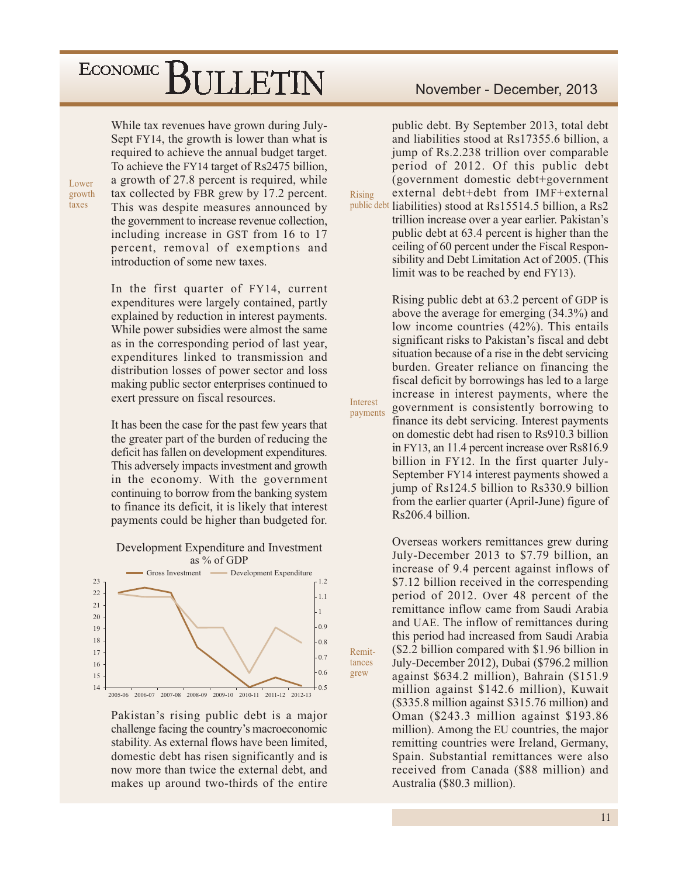While tax revenues have grown during July-Sept FY14, the growth is lower than what is required to achieve the annual budget target. To achieve the FY14 target of Rs2475 billion, a growth of 27.8 percent is required, while tax collected by FBR grew by 17.2 percent. This was despite measures announced by the government to increase revenue collection, including increase in GST from 16 to 17 percent, removal of exemptions and introduction of some new taxes.

*Lower growth taxes*

In the first quarter of FY14, current expenditures were largely contained, partly explained by reduction in interest payments. While power subsidies were almost the same as in the corresponding period of last year, expenditures linked to transmission and distribution losses of power sector and loss making public sector enterprises continued to exert pressure on fiscal resources.

It has been the case for the past few years that the greater part of the burden of reducing the deficit has fallen on development expenditures. This adversely impacts investment and growth in the economy. With the government continuing to borrow from the banking system to finance its deficit, it is likely that interest payments could be higher than budgeted for.

Development Expenditure and Investment as % of GDP

(Chart legend: Gross Investment; Development Expenditure. Left axis 14–23; right axis 0.5–1.2; years 2005-06 to 2012-13)

Pakistan's rising public debt is a major challenge facing the country's macroeconomic stability. As external flows have been limited, domestic debt has risen significantly and is now more than twice the external debt, and makes up around two-thirds of the entire public debt. By September 2013, total debt and liabilities stood at Rs17355.6 billion, a jump of Rs.2.238 trillion over comparable period of 2012. Of this public debt (government domestic debt+government external debt+debt from IMF+external liabilities) stood at Rs15514.5 billion, a Rs2 trillion increase over a year earlier. Pakistan's public debt at 63.4 percent is higher than the ceiling of 60 percent under the Fiscal Responsibility and Debt Limitation Act of 2005. (This limit was to be reached by end FY13).

*Rising public debt*

Rising public debt at 63.2 percent of GDP is above the average for emerging (34.3%) and low income countries (42%). This entails significant risks to Pakistan's fiscal and debt situation because of a rise in the debt servicing burden. Greater reliance on financing the fiscal deficit by borrowings has led to a large increase in interest payments, where the government is consistently borrowing to finance its debt servicing. Interest payments on domestic debt had risen to Rs910.3 billion in FY13, an 11.4 percent increase over Rs816.9 billion in FY12. In the first quarter July-September FY14 interest payments showed a jump of Rs124.5 billion to Rs330.9 billion from the earlier quarter (April-June) figure of Rs206.4 billion.

*Interest payments*

Overseas workers remittances grew during July-December 2013 to $7.79 billion, an increase of 9.4 percent against inflows of $7.12 billion received in the corresponding period of 2012. Over 48 percent of the remittance inflow came from Saudi Arabia and UAE. The inflow of remittances during this period had increased from Saudi Arabia ($2.2 billion compared with $1.96 billion in July-December 2012), Dubai ($796.2 million against $634.2 million), Bahrain ($151.9 million against $142.6 million), Kuwait ($335.8 million against $315.76 million) and Oman ($243.3 million against $193.86 million). Among the EU countries, the major remitting countries were Ireland, Germany, Spain. Substantial remittances were also received from Canada ($88 million) and Australia ($80.3 million).

*Remittances grew*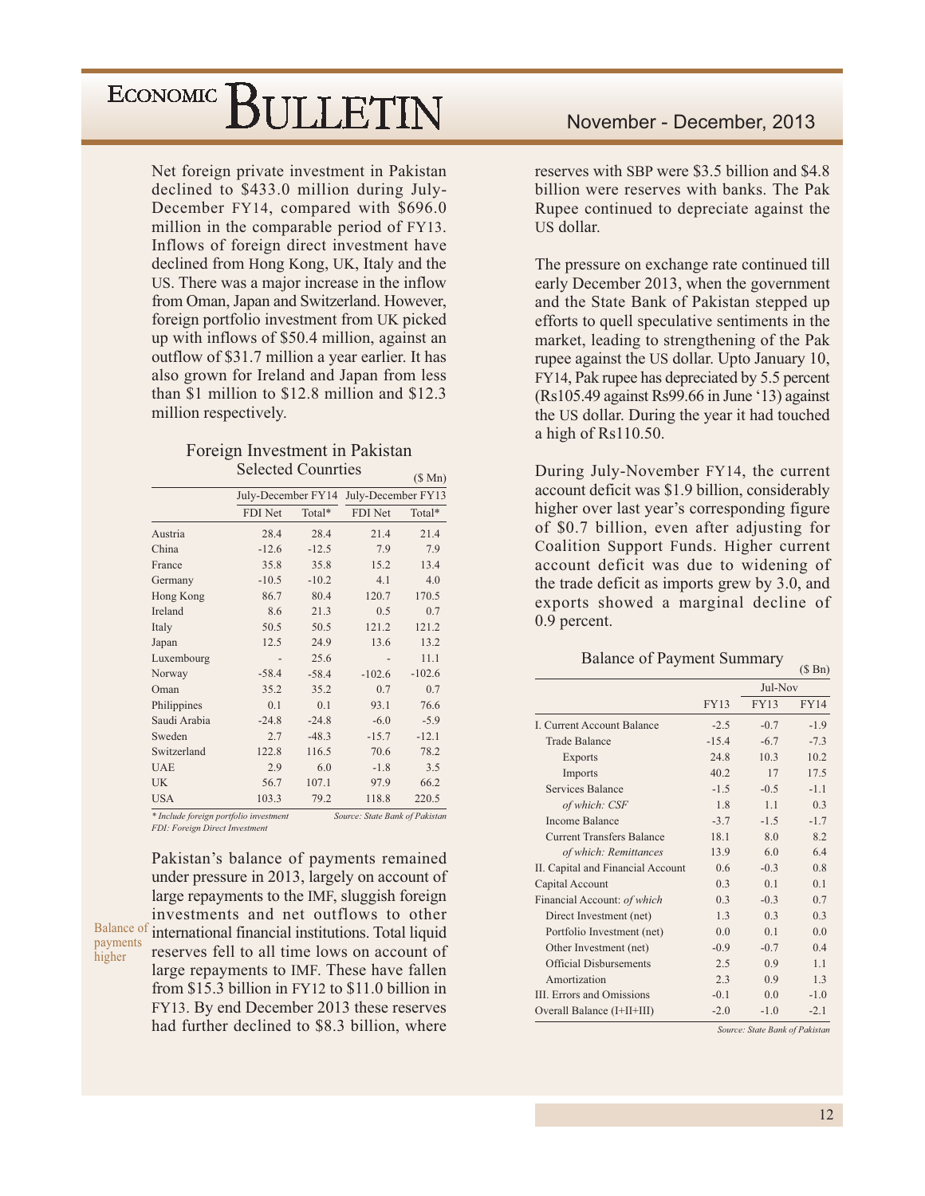Net foreign private investment in Pakistan declined to $433.0 million during July-December FY14, compared with $696.0 million in the comparable period of FY13. Inflows of foreign direct investment have declined from Hong Kong, UK, Italy and the US. There was a major increase in the inflow from Oman, Japan and Switzerland. However, foreign portfolio investment from UK picked up with inflows of $50.4 million, against an outflow of $31.7 million a year earlier. It has also grown for Ireland and Japan from less than $1 million to $12.8 million and $12.3 million respectively.

**Foreign Investment in Pakistan**
**Selected Counrties**

($ Mn)

| | July-December FY14 | | July-December FY13 | |
|---|---|---|---|---|
| | FDI Net | Total* | FDI Net | Total* |
| Austria | 28.4 | 28.4 | 21.4 | 21.4 |
| China | -12.6 | -12.5 | 7.9 | 7.9 |
| France | 35.8 | 35.8 | 15.2 | 13.4 |
| Germany | -10.5 | -10.2 | 4.1 | 4.0 |
| Hong Kong | 86.7 | 80.4 | 120.7 | 170.5 |
| Ireland | 8.6 | 21.3 | 0.5 | 0.7 |
| Italy | 50.5 | 50.5 | 121.2 | 121.2 |
| Japan | 12.5 | 24.9 | 13.6 | 13.2 |
| Luxembourg | - | 25.6 | - | 11.1 |
| Norway | -58.4 | -58.4 | -102.6 | -102.6 |
| Oman | 35.2 | 35.2 | 0.7 | 0.7 |
| Philippines | 0.1 | 0.1 | 93.1 | 76.6 |
| Saudi Arabia | -24.8 | -24.8 | -6.0 | -5.9 |
| Sweden | 2.7 | -48.3 | -15.7 | -12.1 |
| Switzerland | 122.8 | 116.5 | 70.6 | 78.2 |
| UAE | 2.9 | 6.0 | -1.8 | 3.5 |
| UK | 56.7 | 107.1 | 97.9 | 66.2 |
| USA | 103.3 | 79.2 | 118.8 | 220.5 |

*\* Include foreign portfolio investment*
*FDI: Foreign Direct Investment*
*Source: State Bank of Pakistan*

Balance of payments higher

Pakistan's balance of payments remained under pressure in 2013, largely on account of large repayments to the IMF, sluggish foreign investments and net outflows to other international financial institutions. Total liquid reserves fell to all time lows on account of large repayments to IMF. These have fallen from $15.3 billion in FY12 to $11.0 billion in FY13. By end December 2013 these reserves had further declined to $8.3 billion, where reserves with SBP were $3.5 billion and $4.8 billion were reserves with banks. The Pak Rupee continued to depreciate against the US dollar.

The pressure on exchange rate continued till early December 2013, when the government and the State Bank of Pakistan stepped up efforts to quell speculative sentiments in the market, leading to strengthening of the Pak rupee against the US dollar. Upto January 10, FY14, Pak rupee has depreciated by 5.5 percent (Rs105.49 against Rs99.66 in June '13) against the US dollar. During the year it had touched a high of Rs110.50.

During July-November FY14, the current account deficit was $1.9 billion, considerably higher over last year's corresponding figure of $0.7 billion, even after adjusting for Coalition Support Funds. Higher current account deficit was due to widening of the trade deficit as imports grew by 3.0, and exports showed a marginal decline of 0.9 percent.

**Balance of Payment Summary**

($ Bn)

| | | Jul-Nov | |
|---|---|---|---|
| | FY13 | FY13 | FY14 |
| I. Current Account Balance | -2.5 | -0.7 | -1.9 |
| Trade Balance | -15.4 | -6.7 | -7.3 |
| Exports | 24.8 | 10.3 | 10.2 |
| Imports | 40.2 | 17 | 17.5 |
| Services Balance | -1.5 | -0.5 | -1.1 |
| *of which: CSF* | 1.8 | 1.1 | 0.3 |
| Income Balance | -3.7 | -1.5 | -1.7 |
| Current Transfers Balance | 18.1 | 8.0 | 8.2 |
| *of which: Remittances* | 13.9 | 6.0 | 6.4 |
| II. Capital and Financial Account | 0.6 | -0.3 | 0.8 |
| Capital Account | 0.3 | 0.1 | 0.1 |
| Financial Account: *of which* | 0.3 | -0.3 | 0.7 |
| Direct Investment (net) | 1.3 | 0.3 | 0.3 |
| Portfolio Investment (net) | 0.0 | 0.1 | 0.0 |
| Other Investment (net) | -0.9 | -0.7 | 0.4 |
| Official Disbursements | 2.5 | 0.9 | 1.1 |
| Amortization | 2.3 | 0.9 | 1.3 |
| III. Errors and Omissions | -0.1 | 0.0 | -1.0 |
| Overall Balance (I+II+III) | -2.0 | -1.0 | -2.1 |

*Source: State Bank of Pakistan*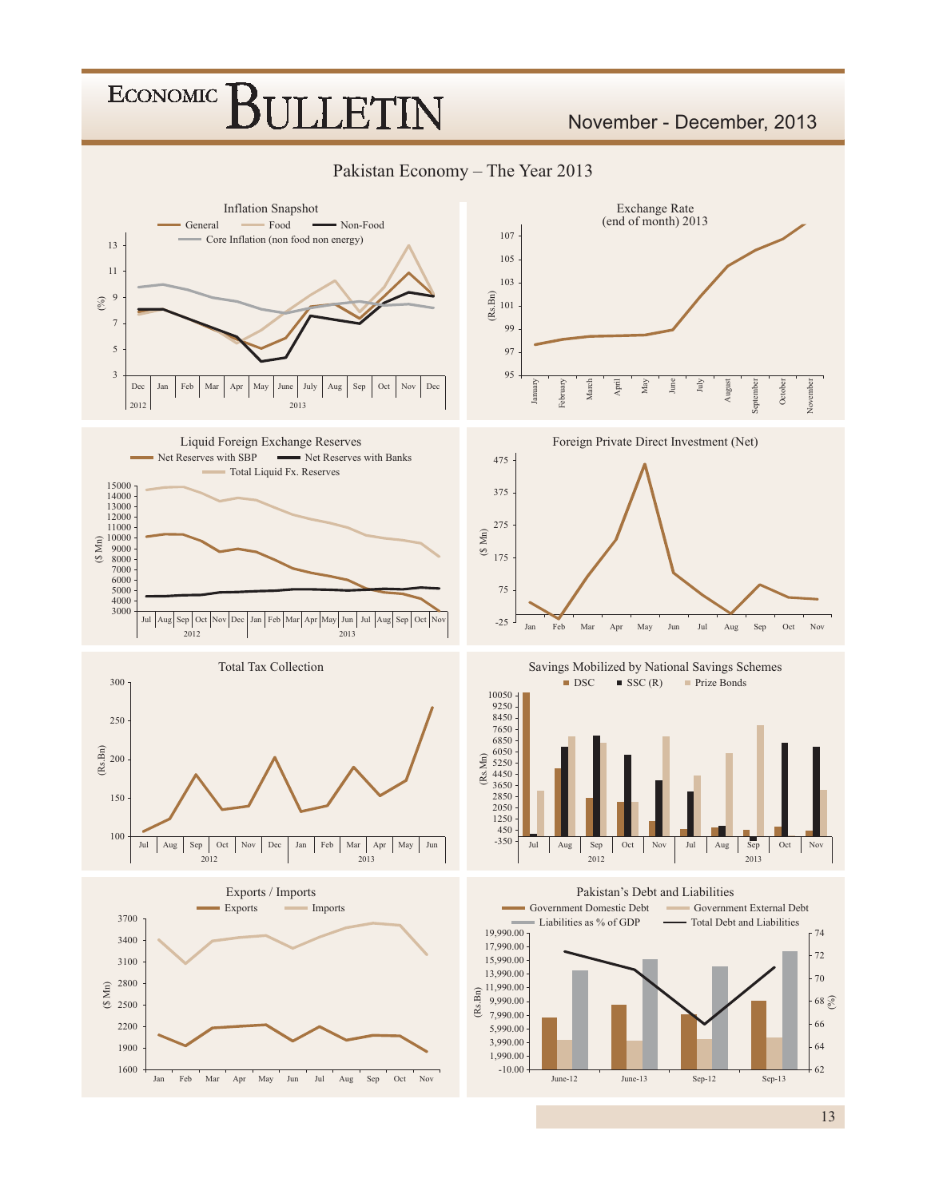## Pakistan Economy – The Year 2013

### Inflation Snapshot

General | Food | Non-Food | Core Inflation (non food non energy)

(%) 3, 5, 7, 9, 11, 13

Dec 2012; Jan, Feb, Mar, Apr, May, June, July, Aug, Sep, Oct, Nov, Dec 2013

### Exchange Rate (end of month) 2013

(Rs.Bn) 95, 97, 99, 101, 103, 105, 107

January, February, March, April, May, June, July, August, September, October, November

### Liquid Foreign Exchange Reserves

Net Reserves with SBP | Net Reserves with Banks | Total Liquid Fx. Reserves

($ Mn) 3000 – 15000

Jul, Aug, Sep, Oct, Nov, Dec 2012; Jan, Feb, Mar, Apr, May, Jun, Jul, Aug, Sep, Oct, Nov 2013

### Foreign Private Direct Investment (Net)

($ Mn) -25, 75, 175, 275, 375, 475

Jan, Feb, Mar, Apr, May, Jun, Jul, Aug, Sep, Oct, Nov

### Total Tax Collection

(Rs.Bn) 100, 150, 200, 250, 300

Jul, Aug, Sep, Oct, Nov, Dec 2012; Jan, Feb, Mar, Apr, May, Jun 2013

### Savings Mobilized by National Savings Schemes

DSC | SSC (R) | Prize Bonds

(Rs.Mn) -350 – 10050

Jul, Aug, Sep, Oct, Nov 2012; Jul, Aug, Sep, Oct, Nov 2013

### Exports / Imports

Exports | Imports

($ Mn) 1600, 1900, 2200, 2500, 2800, 3100, 3400, 3700

Jan, Feb, Mar, Apr, May, Jun, Jul, Aug, Sep, Oct, Nov

### Pakistan's Debt and Liabilities

Government Domestic Debt | Government External Debt | Liabilities as % of GDP | Total Debt and Liabilities

(Rs.Bn) -10.00 – 19,990.00; (%) 62 – 74

June-12, June-13, Sep-12, Sep-13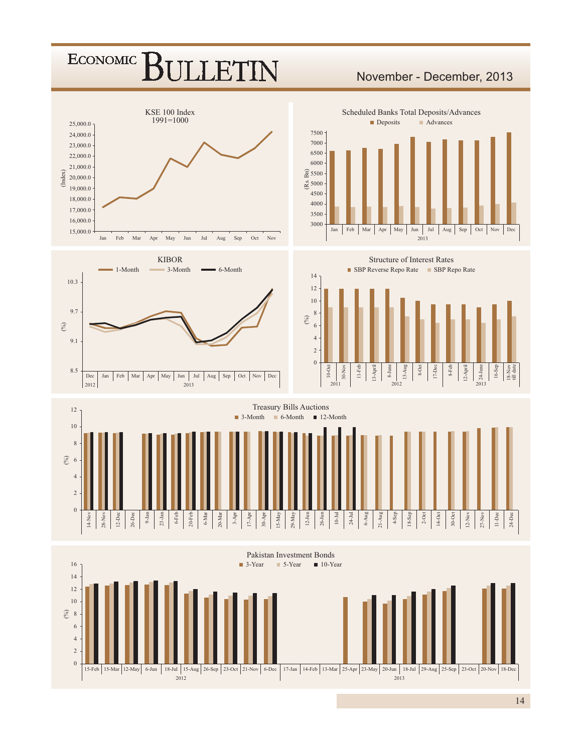## KSE 100 Index
1991=1000

(Index)

25,000.0, 24,000.0, 23,000.0, 22,000.0, 21,000.0, 20,000.0, 19,000.0, 18,000.0, 17,000.0, 16,000.0, 15,000.0

Jan Feb Mar Apr May Jun Jul Aug Sep Oct Nov

## Scheduled Banks Total Deposits/Advances

■ Deposits ■ Advances

(Rs. Bn)

7500, 7000, 6500, 6000, 5500, 5000, 4500, 4000, 3500, 3000

Jan Feb Mar Apr May Jun Jul Aug Sep Oct Nov Dec

2013

## KIBOR

1-Month 3-Month 6-Month

(%)

10.3, 9.7, 9.1, 8.5

Dec Jan Feb Mar Apr May Jun Jul Aug Sep Oct Nov Dec

2012 2013

## Structure of Interest Rates

■ SBP Reverse Repo Rate ■ SBP Repo Rate

(%)

14, 12, 10, 8, 6, 4, 2, 0

10-Oct 30-Nov 11-Feb 13-April 8-June 13-Aug 8-Oct 17-Dec 8-Feb 12-April 24-June 16-Sep 18-Nov till date

2011 2012 2013

## Treasury Bills Auctions

■ 3-Month ■ 6-Month ■ 12-Month

(%)

12, 10, 8, 6, 4, 2, 0

14-Nov 28-Nov 12-Dec 26-Dec 9-Jan 23-Jan 6-Feb 20-Feb 6-Mar 20-Mar 3-Apr 17-Apr 30-Apr 15-May 29-May 12-Jun 26-Jun 10-Jul 24-Jul 6-Aug 21-Aug 4-Sep 18-Sep 2-Oct 14-Oct 30-Oct 12-Nov 27-Nov 11-Dec 24-Dec

## Pakistan Investment Bonds

■ 3-Year ■ 5-Year ■ 10-Year

(%)

16, 14, 12, 10, 8, 6, 4, 2, 0

15-Feb 15-Mar 12-May 6-Jun 18-Jul 15-Aug 26-Sep 23-Oct 21-Nov 6-Dec 17-Jan 14-Feb 13-Mar 25-Apr 23-May 20-Jun 18-Jul 29-Aug 25-Sep 23-Oct 20-Nov 18-Dec

2012 2013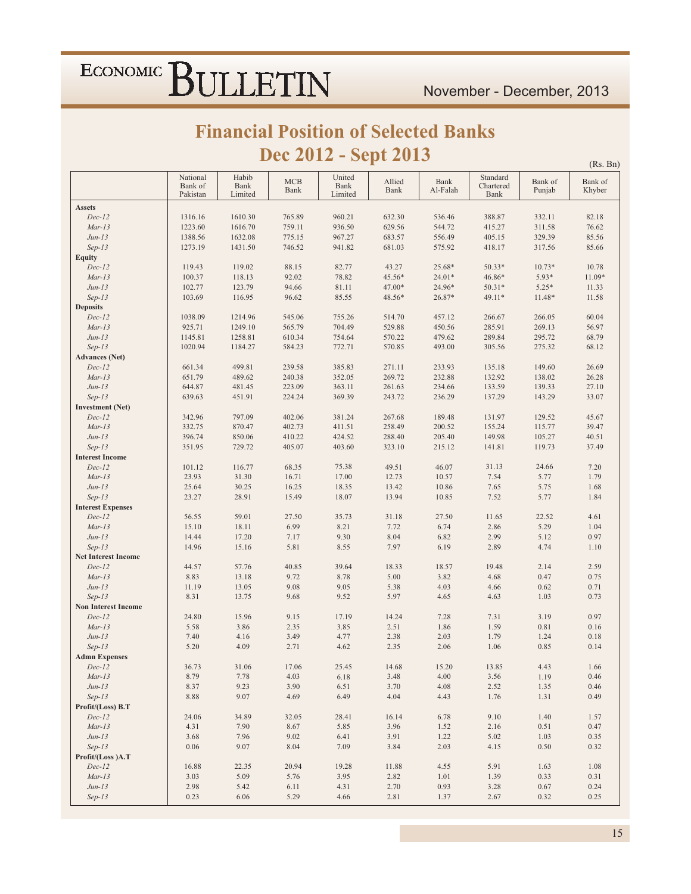# Financial Position of Selected Banks
## Dec 2012 - Sept 2013

(Rs. Bn)

| | National Bank of Pakistan | Habib Bank Limited | MCB Bank | United Bank Limited | Allied Bank | Bank Al-Falah | Standard Chartered Bank | Bank of Punjab | Bank of Khyber |
|---|---|---|---|---|---|---|---|---|---|
| **Assets** | | | | | | | | | |
| *Dec-12* | 1316.16 | 1610.30 | 765.89 | 960.21 | 632.30 | 536.46 | 388.87 | 332.11 | 82.18 |
| *Mar-13* | 1223.60 | 1616.70 | 759.11 | 936.50 | 629.56 | 544.72 | 415.27 | 311.58 | 76.62 |
| *Jun-13* | 1388.56 | 1632.08 | 775.15 | 967.27 | 683.57 | 556.49 | 405.15 | 329.39 | 85.56 |
| *Sep-13* | 1273.19 | 1431.50 | 746.52 | 941.82 | 681.03 | 575.92 | 418.17 | 317.56 | 85.66 |
| **Equity** | | | | | | | | | |
| *Dec-12* | 119.43 | 119.02 | 88.15 | 82.77 | 43.27 | 25.68* | 50.33* | 10.73* | 10.78 |
| *Mar-13* | 100.37 | 118.13 | 92.02 | 78.82 | 45.56* | 24.01* | 46.86* | 5.93* | 11.09* |
| *Jun-13* | 102.77 | 123.79 | 94.66 | 81.11 | 47.00* | 24.96* | 50.31* | 5.25* | 11.33 |
| *Sep-13* | 103.69 | 116.95 | 96.62 | 85.55 | 48.56* | 26.87* | 49.11* | 11.48* | 11.58 |
| **Deposits** | | | | | | | | | |
| *Dec-12* | 1038.09 | 1214.96 | 545.06 | 755.26 | 514.70 | 457.12 | 266.67 | 266.05 | 60.04 |
| *Mar-13* | 925.71 | 1249.10 | 565.79 | 704.49 | 529.88 | 450.56 | 285.91 | 269.13 | 56.97 |
| *Jun-13* | 1145.81 | 1258.81 | 610.34 | 754.64 | 570.22 | 479.62 | 289.84 | 295.72 | 68.79 |
| *Sep-13* | 1020.94 | 1184.27 | 584.23 | 772.71 | 570.85 | 493.00 | 305.56 | 275.32 | 68.12 |
| **Advances (Net)** | | | | | | | | | |
| *Dec-12* | 661.34 | 499.81 | 239.58 | 385.83 | 271.11 | 233.93 | 135.18 | 149.60 | 26.69 |
| *Mar-13* | 651.79 | 489.62 | 240.38 | 352.05 | 269.72 | 232.88 | 132.92 | 138.02 | 26.28 |
| *Jun-13* | 644.87 | 481.45 | 223.09 | 363.11 | 261.63 | 234.66 | 133.59 | 139.33 | 27.10 |
| *Sep-13* | 639.63 | 451.91 | 224.24 | 369.39 | 243.72 | 236.29 | 137.29 | 143.29 | 33.07 |
| **Investment (Net)** | | | | | | | | | |
| *Dec-12* | 342.96 | 797.09 | 402.06 | 381.24 | 267.68 | 189.48 | 131.97 | 129.52 | 45.67 |
| *Mar-13* | 332.75 | 870.47 | 402.73 | 411.51 | 258.49 | 200.52 | 155.24 | 115.77 | 39.47 |
| *Jun-13* | 396.74 | 850.06 | 410.22 | 424.52 | 288.40 | 205.40 | 149.98 | 105.27 | 40.51 |
| *Sep-13* | 351.95 | 729.72 | 405.07 | 403.60 | 323.10 | 215.12 | 141.81 | 119.73 | 37.49 |
| **Interest Income** | | | | | | | | | |
| *Dec-12* | 101.12 | 116.77 | 68.35 | 75.38 | 49.51 | 46.07 | 31.13 | 24.66 | 7.20 |
| *Mar-13* | 23.93 | 31.30 | 16.71 | 17.00 | 12.73 | 10.57 | 7.54 | 5.77 | 1.79 |
| *Jun-13* | 25.64 | 30.25 | 16.25 | 18.35 | 13.42 | 10.86 | 7.65 | 5.75 | 1.68 |
| *Sep-13* | 23.27 | 28.91 | 15.49 | 18.07 | 13.94 | 10.85 | 7.52 | 5.77 | 1.84 |
| **Interest Expenses** | | | | | | | | | |
| *Dec-12* | 56.55 | 59.01 | 27.50 | 35.73 | 31.18 | 27.50 | 11.65 | 22.52 | 4.61 |
| *Mar-13* | 15.10 | 18.11 | 6.99 | 8.21 | 7.72 | 6.74 | 2.86 | 5.29 | 1.04 |
| *Jun-13* | 14.44 | 17.20 | 7.17 | 9.30 | 8.04 | 6.82 | 2.99 | 5.12 | 0.97 |
| *Sep-13* | 14.96 | 15.16 | 5.81 | 8.55 | 7.97 | 6.19 | 2.89 | 4.74 | 1.10 |
| **Net Interest Income** | | | | | | | | | |
| *Dec-12* | 44.57 | 57.76 | 40.85 | 39.64 | 18.33 | 18.57 | 19.48 | 2.14 | 2.59 |
| *Mar-13* | 8.83 | 13.18 | 9.72 | 8.78 | 5.00 | 3.82 | 4.68 | 0.47 | 0.75 |
| *Jun-13* | 11.19 | 13.05 | 9.08 | 9.05 | 5.38 | 4.03 | 4.66 | 0.62 | 0.71 |
| *Sep-13* | 8.31 | 13.75 | 9.68 | 9.52 | 5.97 | 4.65 | 4.63 | 1.03 | 0.73 |
| **Non Interest Income** | | | | | | | | | |
| *Dec-12* | 24.80 | 15.96 | 9.15 | 17.19 | 14.24 | 7.28 | 7.31 | 3.19 | 0.97 |
| *Mar-13* | 5.58 | 3.86 | 2.35 | 3.85 | 2.51 | 1.86 | 1.59 | 0.81 | 0.16 |
| *Jun-13* | 7.40 | 4.16 | 3.49 | 4.77 | 2.38 | 2.03 | 1.79 | 1.24 | 0.18 |
| *Sep-13* | 5.20 | 4.09 | 2.71 | 4.62 | 2.35 | 2.06 | 1.06 | 0.85 | 0.14 |
| **Admn Expenses** | | | | | | | | | |
| *Dec-12* | 36.73 | 31.06 | 17.06 | 25.45 | 14.68 | 15.20 | 13.85 | 4.43 | 1.66 |
| *Mar-13* | 8.79 | 7.78 | 4.03 | 6.18 | 3.48 | 4.00 | 3.56 | 1.19 | 0.46 |
| *Jun-13* | 8.37 | 9.23 | 3.90 | 6.51 | 3.70 | 4.08 | 2.52 | 1.35 | 0.46 |
| *Sep-13* | 8.88 | 9.07 | 4.69 | 6.49 | 4.04 | 4.43 | 1.76 | 1.31 | 0.49 |
| **Profit/(Loss) B.T** | | | | | | | | | |
| *Dec-12* | 24.06 | 34.89 | 32.05 | 28.41 | 16.14 | 6.78 | 9.10 | 1.40 | 1.57 |
| *Mar-13* | 4.31 | 7.90 | 8.67 | 5.85 | 3.96 | 1.52 | 2.16 | 0.51 | 0.47 |
| *Jun-13* | 3.68 | 7.96 | 9.02 | 6.41 | 3.91 | 1.22 | 5.02 | 1.03 | 0.35 |
| *Sep-13* | 0.06 | 9.07 | 8.04 | 7.09 | 3.84 | 2.03 | 4.15 | 0.50 | 0.32 |
| **Profit/(Loss )A.T** | | | | | | | | | |
| *Dec-12* | 16.88 | 22.35 | 20.94 | 19.28 | 11.88 | 4.55 | 5.91 | 1.63 | 1.08 |
| *Mar-13* | 3.03 | 5.09 | 5.76 | 3.95 | 2.82 | 1.01 | 1.39 | 0.33 | 0.31 |
| *Jun-13* | 2.98 | 5.42 | 6.11 | 4.31 | 2.70 | 0.93 | 3.28 | 0.67 | 0.24 |
| *Sep-13* | 0.23 | 6.06 | 5.29 | 4.66 | 2.81 | 1.37 | 2.67 | 0.32 | 0.25 |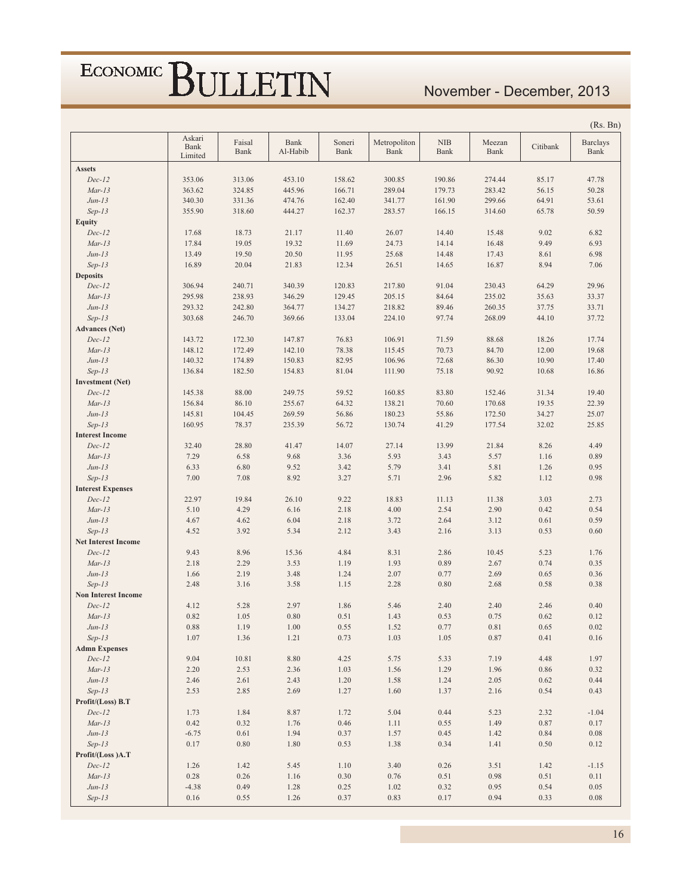(Rs. Bn)

| | Askari Bank Limited | Faisal Bank | Bank Al-Habib | Soneri Bank | Metropoliton Bank | NIB Bank | Meezan Bank | Citibank | Barclays Bank |
|---|---|---|---|---|---|---|---|---|---|
| **Assets** | | | | | | | | | |
| *Dec-12* | 353.06 | 313.06 | 453.10 | 158.62 | 300.85 | 190.86 | 274.44 | 85.17 | 47.78 |
| *Mar-13* | 363.62 | 324.85 | 445.96 | 166.71 | 289.04 | 179.73 | 283.42 | 56.15 | 50.28 |
| *Jun-13* | 340.30 | 331.36 | 474.76 | 162.40 | 341.77 | 161.90 | 299.66 | 64.91 | 53.61 |
| *Sep-13* | 355.90 | 318.60 | 444.27 | 162.37 | 283.57 | 166.15 | 314.60 | 65.78 | 50.59 |
| **Equity** | | | | | | | | | |
| *Dec-12* | 17.68 | 18.73 | 21.17 | 11.40 | 26.07 | 14.40 | 15.48 | 9.02 | 6.82 |
| *Mar-13* | 17.84 | 19.05 | 19.32 | 11.69 | 24.73 | 14.14 | 16.48 | 9.49 | 6.93 |
| *Jun-13* | 13.49 | 19.50 | 20.50 | 11.95 | 25.68 | 14.48 | 17.43 | 8.61 | 6.98 |
| *Sep-13* | 16.89 | 20.04 | 21.83 | 12.34 | 26.51 | 14.65 | 16.87 | 8.94 | 7.06 |
| **Deposits** | | | | | | | | | |
| *Dec-12* | 306.94 | 240.71 | 340.39 | 120.83 | 217.80 | 91.04 | 230.43 | 64.29 | 29.96 |
| *Mar-13* | 295.98 | 238.93 | 346.29 | 129.45 | 205.15 | 84.64 | 235.02 | 35.63 | 33.37 |
| *Jun-13* | 293.32 | 242.80 | 364.77 | 134.27 | 218.82 | 89.46 | 260.35 | 37.75 | 33.71 |
| *Sep-13* | 303.68 | 246.70 | 369.66 | 133.04 | 224.10 | 97.74 | 268.09 | 44.10 | 37.72 |
| **Advances (Net)** | | | | | | | | | |
| *Dec-12* | 143.72 | 172.30 | 147.87 | 76.83 | 106.91 | 71.59 | 88.68 | 18.26 | 17.74 |
| *Mar-13* | 148.12 | 172.49 | 142.10 | 78.38 | 115.45 | 70.73 | 84.70 | 12.00 | 19.68 |
| *Jun-13* | 140.32 | 174.89 | 150.83 | 82.95 | 106.96 | 72.68 | 86.30 | 10.90 | 17.40 |
| *Sep-13* | 136.84 | 182.50 | 154.83 | 81.04 | 111.90 | 75.18 | 90.92 | 10.68 | 16.86 |
| **Investment (Net)** | | | | | | | | | |
| *Dec-12* | 145.38 | 88.00 | 249.75 | 59.52 | 160.85 | 83.80 | 152.46 | 31.34 | 19.40 |
| *Mar-13* | 156.84 | 86.10 | 255.67 | 64.32 | 138.21 | 70.60 | 170.68 | 19.35 | 22.39 |
| *Jun-13* | 145.81 | 104.45 | 269.59 | 56.86 | 180.23 | 55.86 | 172.50 | 34.27 | 25.07 |
| *Sep-13* | 160.95 | 78.37 | 235.39 | 56.72 | 130.74 | 41.29 | 177.54 | 32.02 | 25.85 |
| **Interest Income** | | | | | | | | | |
| *Dec-12* | 32.40 | 28.80 | 41.47 | 14.07 | 27.14 | 13.99 | 21.84 | 8.26 | 4.49 |
| *Mar-13* | 7.29 | 6.58 | 9.68 | 3.36 | 5.93 | 3.43 | 5.57 | 1.16 | 0.89 |
| *Jun-13* | 6.33 | 6.80 | 9.52 | 3.42 | 5.79 | 3.41 | 5.81 | 1.26 | 0.95 |
| *Sep-13* | 7.00 | 7.08 | 8.92 | 3.27 | 5.71 | 2.96 | 5.82 | 1.12 | 0.98 |
| **Interest Expenses** | | | | | | | | | |
| *Dec-12* | 22.97 | 19.84 | 26.10 | 9.22 | 18.83 | 11.13 | 11.38 | 3.03 | 2.73 |
| *Mar-13* | 5.10 | 4.29 | 6.16 | 2.18 | 4.00 | 2.54 | 2.90 | 0.42 | 0.54 |
| *Jun-13* | 4.67 | 4.62 | 6.04 | 2.18 | 3.72 | 2.64 | 3.12 | 0.61 | 0.59 |
| *Sep-13* | 4.52 | 3.92 | 5.34 | 2.12 | 3.43 | 2.16 | 3.13 | 0.53 | 0.60 |
| **Net Interest Income** | | | | | | | | | |
| *Dec-12* | 9.43 | 8.96 | 15.36 | 4.84 | 8.31 | 2.86 | 10.45 | 5.23 | 1.76 |
| *Mar-13* | 2.18 | 2.29 | 3.53 | 1.19 | 1.93 | 0.89 | 2.67 | 0.74 | 0.35 |
| *Jun-13* | 1.66 | 2.19 | 3.48 | 1.24 | 2.07 | 0.77 | 2.69 | 0.65 | 0.36 |
| *Sep-13* | 2.48 | 3.16 | 3.58 | 1.15 | 2.28 | 0.80 | 2.68 | 0.58 | 0.38 |
| **Non Interest Income** | | | | | | | | | |
| *Dec-12* | 4.12 | 5.28 | 2.97 | 1.86 | 5.46 | 2.40 | 2.40 | 2.46 | 0.40 |
| *Mar-13* | 0.82 | 1.05 | 0.80 | 0.51 | 1.43 | 0.53 | 0.75 | 0.62 | 0.12 |
| *Jun-13* | 0.88 | 1.19 | 1.00 | 0.55 | 1.52 | 0.77 | 0.81 | 0.65 | 0.02 |
| *Sep-13* | 1.07 | 1.36 | 1.21 | 0.73 | 1.03 | 1.05 | 0.87 | 0.41 | 0.16 |
| **Admn Expenses** | | | | | | | | | |
| *Dec-12* | 9.04 | 10.81 | 8.80 | 4.25 | 5.75 | 5.33 | 7.19 | 4.48 | 1.97 |
| *Mar-13* | 2.20 | 2.53 | 2.36 | 1.03 | 1.56 | 1.29 | 1.96 | 0.86 | 0.32 |
| *Jun-13* | 2.46 | 2.61 | 2.43 | 1.20 | 1.58 | 1.24 | 2.05 | 0.62 | 0.44 |
| *Sep-13* | 2.53 | 2.85 | 2.69 | 1.27 | 1.60 | 1.37 | 2.16 | 0.54 | 0.43 |
| **Profit/(Loss) B.T** | | | | | | | | | |
| *Dec-12* | 1.73 | 1.84 | 8.87 | 1.72 | 5.04 | 0.44 | 5.23 | 2.32 | -1.04 |
| *Mar-13* | 0.42 | 0.32 | 1.76 | 0.46 | 1.11 | 0.55 | 1.49 | 0.87 | 0.17 |
| *Jun-13* | -6.75 | 0.61 | 1.94 | 0.37 | 1.57 | 0.45 | 1.42 | 0.84 | 0.08 |
| *Sep-13* | 0.17 | 0.80 | 1.80 | 0.53 | 1.38 | 0.34 | 1.41 | 0.50 | 0.12 |
| **Profit/(Loss )A.T** | | | | | | | | | |
| *Dec-12* | 1.26 | 1.42 | 5.45 | 1.10 | 3.40 | 0.26 | 3.51 | 1.42 | -1.15 |
| *Mar-13* | 0.28 | 0.26 | 1.16 | 0.30 | 0.76 | 0.51 | 0.98 | 0.51 | 0.11 |
| *Jun-13* | -4.38 | 0.49 | 1.28 | 0.25 | 1.02 | 0.32 | 0.95 | 0.54 | 0.05 |
| *Sep-13* | 0.16 | 0.55 | 1.26 | 0.37 | 0.83 | 0.17 | 0.94 | 0.33 | 0.08 |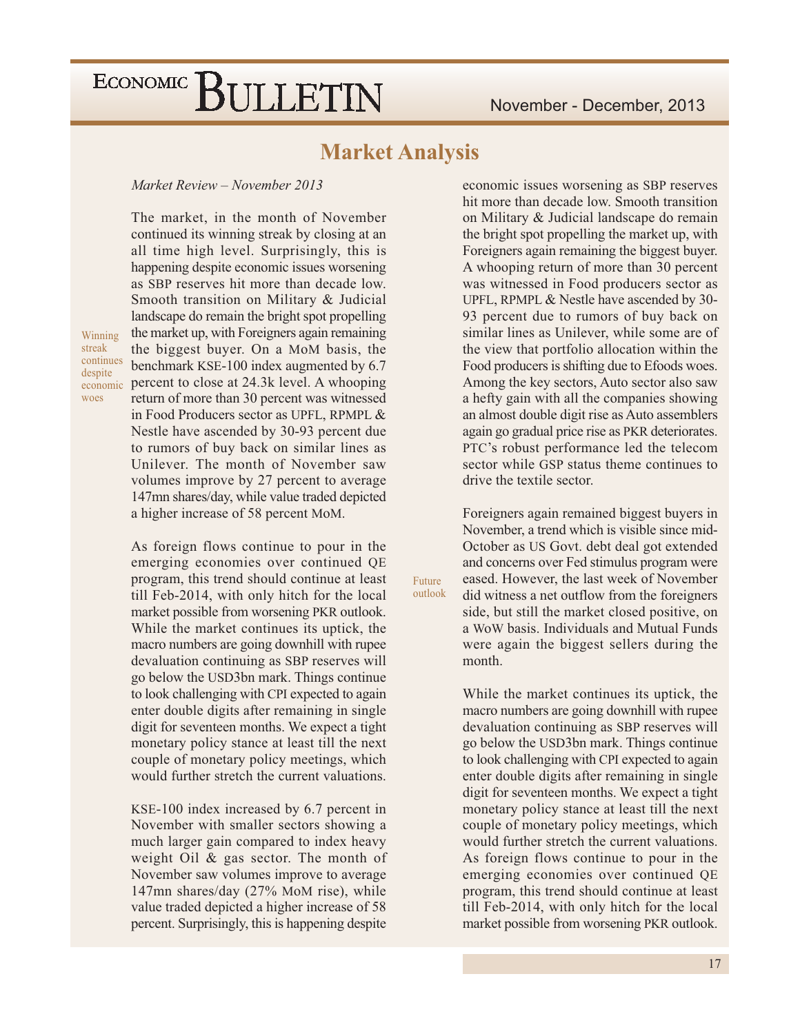## Market Analysis

*Market Review – November 2013*

Winning streak continues despite economic woes

The market, in the month of November continued its winning streak by closing at an all time high level. Surprisingly, this is happening despite economic issues worsening as SBP reserves hit more than decade low. Smooth transition on Military & Judicial landscape do remain the bright spot propelling the market up, with Foreigners again remaining the biggest buyer. On a MoM basis, the benchmark KSE-100 index augmented by 6.7 percent to close at 24.3k level. A whooping return of more than 30 percent was witnessed in Food Producers sector as UPFL, RPMPL & Nestle have ascended by 30-93 percent due to rumors of buy back on similar lines as Unilever. The month of November saw volumes improve by 27 percent to average 147mn shares/day, while value traded depicted a higher increase of 58 percent MoM.

As foreign flows continue to pour in the emerging economies over continued QE program, this trend should continue at least till Feb-2014, with only hitch for the local market possible from worsening PKR outlook. While the market continues its uptick, the macro numbers are going downhill with rupee devaluation continuing as SBP reserves will go below the USD3bn mark. Things continue to look challenging with CPI expected to again enter double digits after remaining in single digit for seventeen months. We expect a tight monetary policy stance at least till the next couple of monetary policy meetings, which would further stretch the current valuations.

KSE-100 index increased by 6.7 percent in November with smaller sectors showing a much larger gain compared to index heavy weight Oil & gas sector. The month of November saw volumes improve to average 147mn shares/day (27% MoM rise), while value traded depicted a higher increase of 58 percent. Surprisingly, this is happening despite economic issues worsening as SBP reserves hit more than decade low. Smooth transition on Military & Judicial landscape do remain the bright spot propelling the market up, with Foreigners again remaining the biggest buyer. A whooping return of more than 30 percent was witnessed in Food producers sector as UPFL, RPMPL & Nestle have ascended by 30-93 percent due to rumors of buy back on similar lines as Unilever, while some are of the view that portfolio allocation within the Food producers is shifting due to Efoods woes. Among the key sectors, Auto sector also saw a hefty gain with all the companies showing an almost double digit rise as Auto assemblers again go gradual price rise as PKR deteriorates. PTC's robust performance led the telecom sector while GSP status theme continues to drive the textile sector.

Foreigners again remained biggest buyers in November, a trend which is visible since mid-October as US Govt. debt deal got extended and concerns over Fed stimulus program were eased. However, the last week of November did witness a net outflow from the foreigners side, but still the market closed positive, on a WoW basis. Individuals and Mutual Funds were again the biggest sellers during the month.

Future outlook

While the market continues its uptick, the macro numbers are going downhill with rupee devaluation continuing as SBP reserves will go below the USD3bn mark. Things continue to look challenging with CPI expected to again enter double digits after remaining in single digit for seventeen months. We expect a tight monetary policy stance at least till the next couple of monetary policy meetings, which would further stretch the current valuations. As foreign flows continue to pour in the emerging economies over continued QE program, this trend should continue at least till Feb-2014, with only hitch for the local market possible from worsening PKR outlook.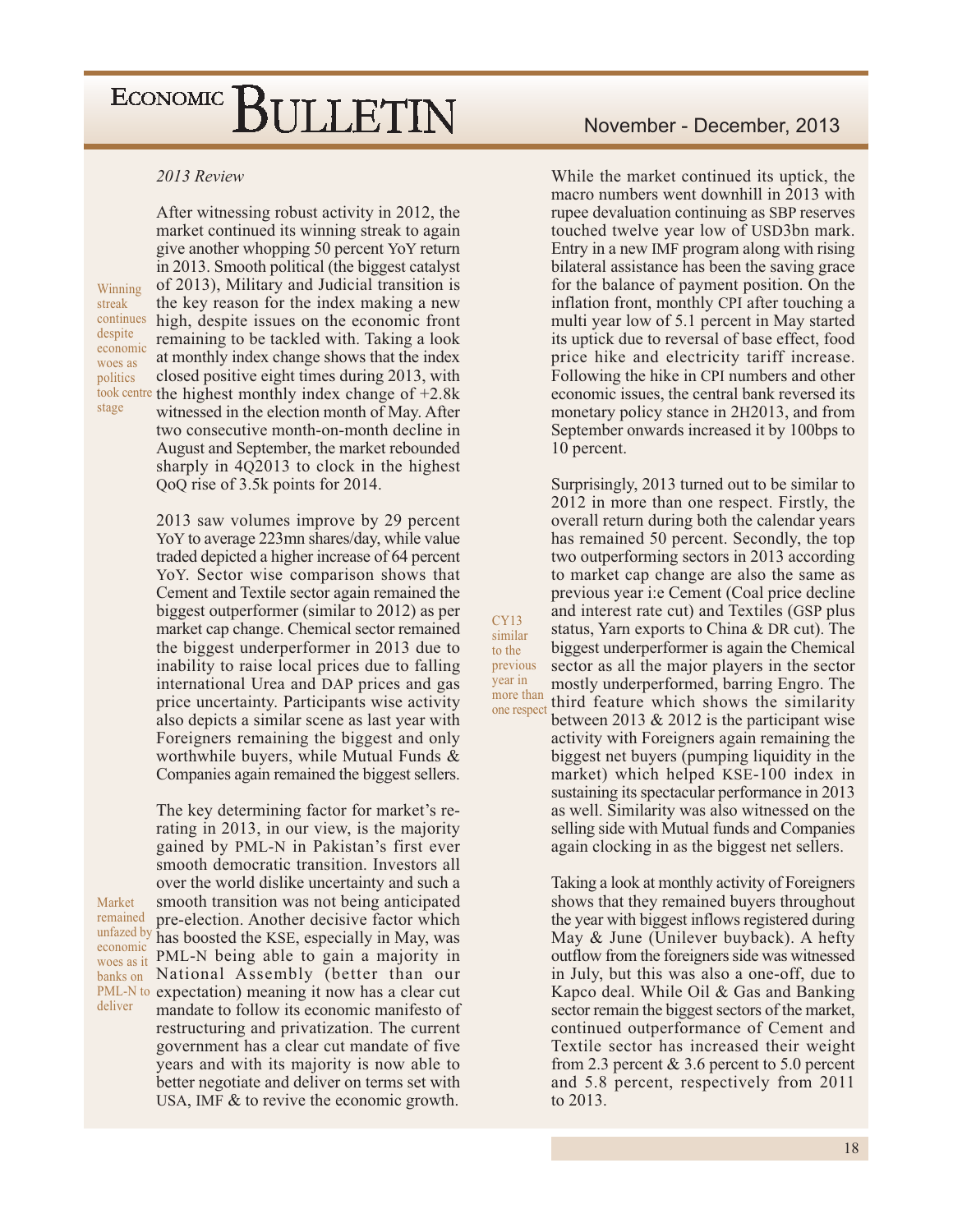### *2013 Review*

*Winning streak continues despite economic woes as politics took centre stage*

After witnessing robust activity in 2012, the market continued its winning streak to again give another whopping 50 percent YoY return in 2013. Smooth political (the biggest catalyst of 2013), Military and Judicial transition is the key reason for the index making a new high, despite issues on the economic front remaining to be tackled with. Taking a look at monthly index change shows that the index closed positive eight times during 2013, with the highest monthly index change of +2.8k witnessed in the election month of May. After two consecutive month-on-month decline in August and September, the market rebounded sharply in 4Q2013 to clock in the highest QoQ rise of 3.5k points for 2014.

2013 saw volumes improve by 29 percent YoY to average 223mn shares/day, while value traded depicted a higher increase of 64 percent YoY. Sector wise comparison shows that Cement and Textile sector again remained the biggest outperformer (similar to 2012) as per market cap change. Chemical sector remained the biggest underperformer in 2013 due to inability to raise local prices due to falling international Urea and DAP prices and gas price uncertainty. Participants wise activity also depicts a similar scene as last year with Foreigners remaining the biggest and only worthwhile buyers, while Mutual Funds & Companies again remained the biggest sellers.

*Market remained unfazed by economic woes as it banks on PML-N to deliver*

The key determining factor for market's re-rating in 2013, in our view, is the majority gained by PML-N in Pakistan's first ever smooth democratic transition. Investors all over the world dislike uncertainty and such a smooth transition was not being anticipated pre-election. Another decisive factor which has boosted the KSE, especially in May, was PML-N being able to gain a majority in National Assembly (better than our expectation) meaning it now has a clear cut mandate to follow its economic manifesto of restructuring and privatization. The current government has a clear cut mandate of five years and with its majority is now able to better negotiate and deliver on terms set with USA, IMF & to revive the economic growth.

While the market continued its uptick, the macro numbers went downhill in 2013 with rupee devaluation continuing as SBP reserves touched twelve year low of USD3bn mark. Entry in a new IMF program along with rising bilateral assistance has been the saving grace for the balance of payment position. On the inflation front, monthly CPI after touching a multi year low of 5.1 percent in May started its uptick due to reversal of base effect, food price hike and electricity tariff increase. Following the hike in CPI numbers and other economic issues, the central bank reversed its monetary policy stance in 2H2013, and from September onwards increased it by 100bps to 10 percent.

*CY13 similar to the previous year in more than one respect*

Surprisingly, 2013 turned out to be similar to 2012 in more than one respect. Firstly, the overall return during both the calendar years has remained 50 percent. Secondly, the top two outperforming sectors in 2013 according to market cap change are also the same as previous year i:e Cement (Coal price decline and interest rate cut) and Textiles (GSP plus status, Yarn exports to China & DR cut). The biggest underperformer is again the Chemical sector as all the major players in the sector mostly underperformed, barring Engro. The third feature which shows the similarity between 2013 & 2012 is the participant wise activity with Foreigners again remaining the biggest net buyers (pumping liquidity in the market) which helped KSE-100 index in sustaining its spectacular performance in 2013 as well. Similarity was also witnessed on the selling side with Mutual funds and Companies again clocking in as the biggest net sellers.

Taking a look at monthly activity of Foreigners shows that they remained buyers throughout the year with biggest inflows registered during May & June (Unilever buyback). A hefty outflow from the foreigners side was witnessed in July, but this was also a one-off, due to Kapco deal. While Oil & Gas and Banking sector remain the biggest sectors of the market, continued outperformance of Cement and Textile sector has increased their weight from 2.3 percent & 3.6 percent to 5.0 percent and 5.8 percent, respectively from 2011 to 2013.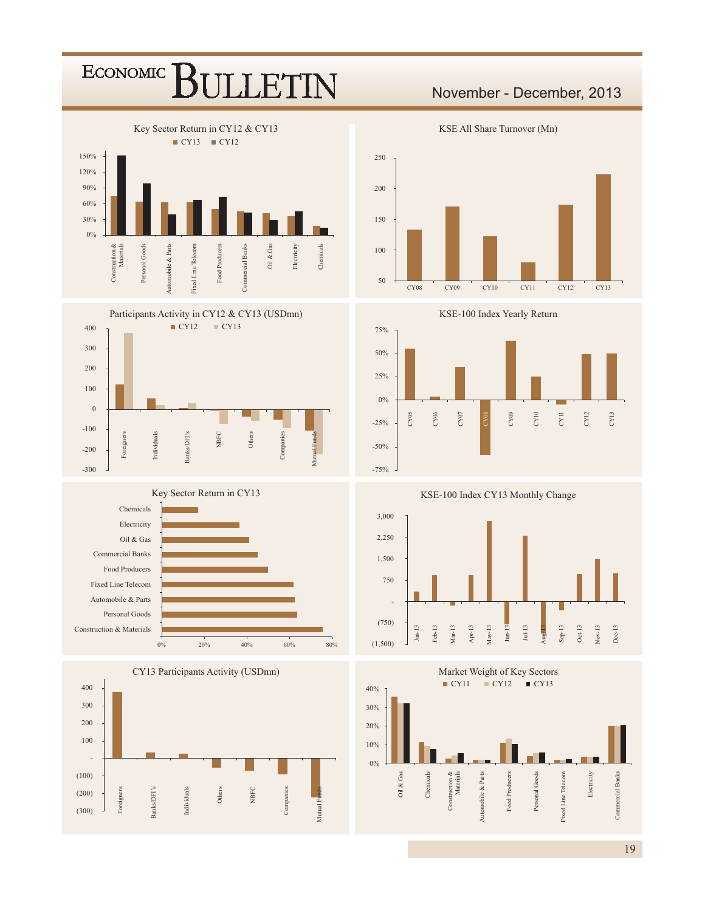## Key Sector Return in CY12 & CY13

■ CY13 ■ CY12

150%, 120%, 90%, 60%, 30%, 0%

Construction & Materials, Personal Goods, Automobile & Parts, Fixed Line Telecom, Food Producers, Commercial Banks, Oil & Gas, Electricity, Chemicals

## KSE All Share Turnover (Mn)

250, 200, 150, 100, 50

CY08, CY09, CY10, CY11, CY12, CY13

## Participants Activity in CY12 & CY13 (USDmn)

■ CY12 ■ CY13

400, 300, 200, 100, 0, -100, -200, -300

Foreigners, Individuals, Banks/DFI's, NBFC, Others, Companies, Mutual Funds

## KSE-100 Index Yearly Return

75%, 50%, 25%, 0%, -25%, -50%, -75%

CY05, CY06, CY07, CY08, CY09, CY10, CY11, CY12, CY13

## Key Sector Return in CY13

Chemicals, Electricity, Oil & Gas, Commercial Banks, Food Producers, Fixed Line Telecom, Automobile & Parts, Personal Goods, Construction & Materials

0%, 20%, 40%, 60%, 80%

## KSE-100 Index CY13 Monthly Change

3,000, 2,250, 1,500, 750, -, (750), (1,500)

Jan-13, Feb-13, Mar-13, Apr-13, May-13, Jun-13, Jul-13, Aug-13, Sep-13, Oct-13, Nov-13, Dec-13

## CY13 Participants Activity (USDmn)

400, 300, 200, 100, -, (100), (200), (300)

Foreigners, Banks/DFI's, Individuals, Others, NBFC, Companies, Mutual Funds

## Market Weight of Key Sectors

■ CY11 ■ CY12 ■ CY13

40%, 30%, 20%, 10%, 0%

Oil & Gas, Chemicals, Construction & Materials, Automobile & Parts, Food Producers, Personal Goods, Fixed Line Telecom, Electricity, Commercial Banks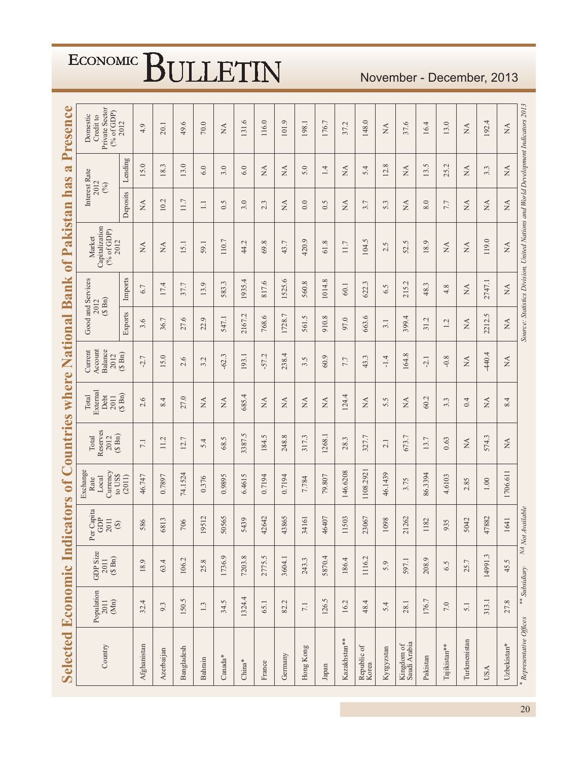## Selected Economic Indicators of Countries where National Bank of Pakistan has a Presence

| Country | Population 2011 (Mn) | GDP Size 2011 ($ Bn) | Per Capita GDP 2011 ($) | Exchange Rate Local Currency to US$ (2011) | Total Reserves 2012 ($ Bn) | Total External Debt 2011 ($ Bn) | Current Account Balance 2012 ($ Bn) | Good and Services 2012 ($ Bn) | | Market Capitalization (% of GDP) 2012 | Interest Rate 2012 (%) | | Domestic Credit to Private Sector (% of GDP) 2012 |
|---|---|---|---|---|---|---|---|---|---|---|---|---|---|
| | | | | | | | | Exports | Imports | | Deposits | Lending | |
| Afghanistan | 32.4 | 18.9 | 586 | 46.747 | 7.1 | 2.6 | -2.7 | 3.6 | 6.7 | NA | NA | 15.0 | 4.9 |
| Azerbaijan | 9.3 | 63.4 | 6813 | 0.7897 | 11.2 | 8.4 | 15.0 | 36.7 | 17.4 | NA | 10.2 | 18.3 | 20.1 |
| Bangladesh | 150.5 | 106.2 | 706 | 74.1524 | 12.7 | 27.0 | 2.6 | 27.6 | 37.7 | 15.1 | 11.7 | 13.0 | 49.6 |
| Bahrain | 1.3 | 25.8 | 19512 | 0.376 | 5.4 | NA | 3.2 | 22.9 | 13.9 | 59.1 | 1.1 | 6.0 | 70.0 |
| Canada* | 34.5 | 1736.9 | 50565 | 0.9895 | 68.5 | NA | -62.3 | 547.1 | 583.3 | 110.7 | 0.5 | 3.0 | NA |
| China* | 1324.4 | 7203.8 | 5439 | 6.4615 | 3387.5 | 685.4 | 193.1 | 2167.2 | 1935.4 | 44.2 | 3.0 | 6.0 | 131.6 |
| France | 65.1 | 2775.5 | 42642 | 0.7194 | 184.5 | NA | -57.2 | 768.6 | 817.6 | 69.8 | 2.3 | NA | 116.0 |
| Germany | 82.2 | 3604.1 | 43865 | 0.7194 | 248.8 | NA | 238.4 | 1728.7 | 1525.6 | 43.7 | NA | NA | 101.9 |
| Hong Kong | 7.1 | 243.3 | 34161 | 7.784 | 317.3 | NA | 3.5 | 561.5 | 560.8 | 420.9 | 0.0 | 5.0 | 198.1 |
| Japan | 126.5 | 5870.4 | 46407 | 79.807 | 1268.1 | NA | 60.9 | 910.8 | 1014.8 | 61.8 | 0.5 | 1.4 | 176.7 |
| Kazakhstan** | 16.2 | 186.4 | 11503 | 146.6208 | 28.3 | 124.4 | 7.7 | 97.0 | 60.1 | 11.7 | NA | NA | 37.2 |
| Republic of Korea | 48.4 | 1116.2 | 23067 | 1108.2921 | 327.7 | NA | 43.3 | 663.6 | 622.3 | 104.5 | 3.7 | 5.4 | 148.0 |
| Kyrgyzstan | 5.4 | 5.9 | 1098 | 46.1439 | 2.1 | 5.5 | -1.4 | 3.1 | 6.5 | 2.5 | 5.3 | 12.8 | NA |
| Kingdom of Saudi Arabia | 28.1 | 597.1 | 21262 | 3.75 | 673.7 | NA | 164.8 | 399.4 | 215.2 | 52.5 | NA | NA | 37.6 |
| Pakistan | 176.7 | 208.9 | 1182 | 86.3394 | 13.7 | 60.2 | -2.1 | 31.2 | 48.3 | 18.9 | 8.0 | 13.5 | 16.4 |
| Tajikistan** | 7.0 | 6.5 | 935 | 4.6103 | 0.63 | 3.3 | -0.8 | 1.2 | 4.8 | NA | 7.7 | 25.2 | 13.0 |
| Turkmenistan | 5.1 | 25.7 | 5042 | 2.85 | NA | 0.4 | NA | NA | NA | NA | NA | NA | NA |
| USA | 313.1 | 14991.3 | 47882 | 1.00 | 574.3 | NA | -440.4 | 2212.5 | 2747.1 | 119.0 | NA | 3.3 | 192.4 |
| Uzbekistan* | 27.8 | 45.5 | 1641 | 1706.611 | NA | 8.4 | NA | NA | NA | NA | NA | NA | NA |

\* Representative Offices  \*\* Subsidiary  NA Not Available

*Source: Statistics Division, United Nations and World Development Indicators 2013*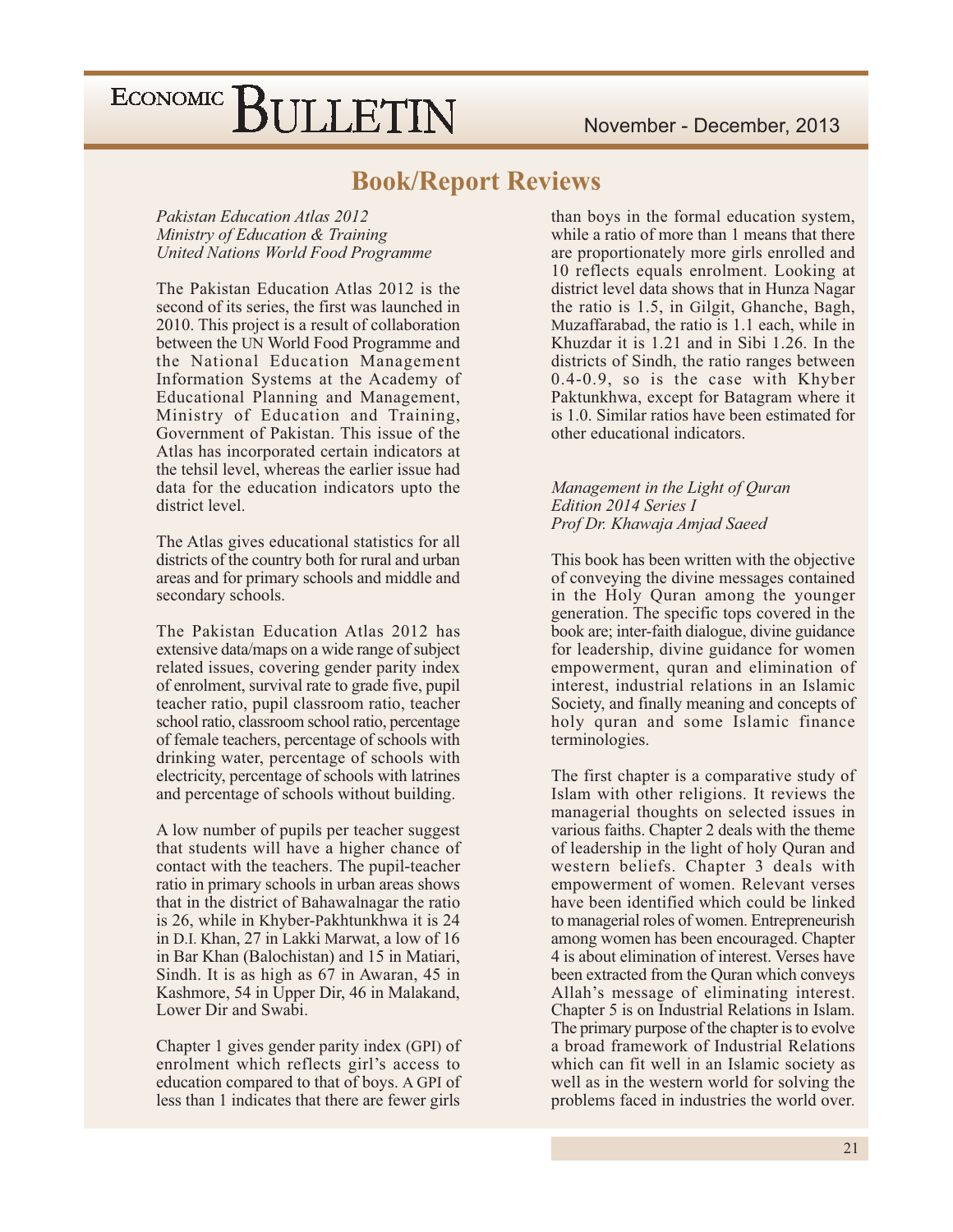## Book/Report Reviews

*Pakistan Education Atlas 2012*
*Ministry of Education & Training*
*United Nations World Food Programme*

The Pakistan Education Atlas 2012 is the second of its series, the first was launched in 2010. This project is a result of collaboration between the UN World Food Programme and the National Education Management Information Systems at the Academy of Educational Planning and Management, Ministry of Education and Training, Government of Pakistan. This issue of the Atlas has incorporated certain indicators at the tehsil level, whereas the earlier issue had data for the education indicators upto the district level.

The Atlas gives educational statistics for all districts of the country both for rural and urban areas and for primary schools and middle and secondary schools.

The Pakistan Education Atlas 2012 has extensive data/maps on a wide range of subject related issues, covering gender parity index of enrolment, survival rate to grade five, pupil teacher ratio, pupil classroom ratio, teacher school ratio, classroom school ratio, percentage of female teachers, percentage of schools with drinking water, percentage of schools with electricity, percentage of schools with latrines and percentage of schools without building.

A low number of pupils per teacher suggest that students will have a higher chance of contact with the teachers. The pupil-teacher ratio in primary schools in urban areas shows that in the district of Bahawalnagar the ratio is 26, while in Khyber-Pakhtunkhwa it is 24 in D.I. Khan, 27 in Lakki Marwat, a low of 16 in Bar Khan (Balochistan) and 15 in Matiari, Sindh. It is as high as 67 in Awaran, 45 in Kashmore, 54 in Upper Dir, 46 in Malakand, Lower Dir and Swabi.

Chapter 1 gives gender parity index (GPI) of enrolment which reflects girl's access to education compared to that of boys. A GPI of less than 1 indicates that there are fewer girls than boys in the formal education system, while a ratio of more than 1 means that there are proportionately more girls enrolled and 10 reflects equals enrolment. Looking at district level data shows that in Hunza Nagar the ratio is 1.5, in Gilgit, Ghanche, Bagh, Muzaffarabad, the ratio is 1.1 each, while in Khuzdar it is 1.21 and in Sibi 1.26. In the districts of Sindh, the ratio ranges between 0.4-0.9, so is the case with Khyber Paktunkhwa, except for Batagram where it is 1.0. Similar ratios have been estimated for other educational indicators.

*Management in the Light of Quran*
*Edition 2014 Series I*
*Prof Dr. Khawaja Amjad Saeed*

This book has been written with the objective of conveying the divine messages contained in the Holy Quran among the younger generation. The specific tops covered in the book are; inter-faith dialogue, divine guidance for leadership, divine guidance for women empowerment, quran and elimination of interest, industrial relations in an Islamic Society, and finally meaning and concepts of holy quran and some Islamic finance terminologies.

The first chapter is a comparative study of Islam with other religions. It reviews the managerial thoughts on selected issues in various faiths. Chapter 2 deals with the theme of leadership in the light of holy Quran and western beliefs. Chapter 3 deals with empowerment of women. Relevant verses have been identified which could be linked to managerial roles of women. Entrepreneurish among women has been encouraged. Chapter 4 is about elimination of interest. Verses have been extracted from the Quran which conveys Allah's message of eliminating interest. Chapter 5 is on Industrial Relations in Islam. The primary purpose of the chapter is to evolve a broad framework of Industrial Relations which can fit well in an Islamic society as well as in the western world for solving the problems faced in industries the world over.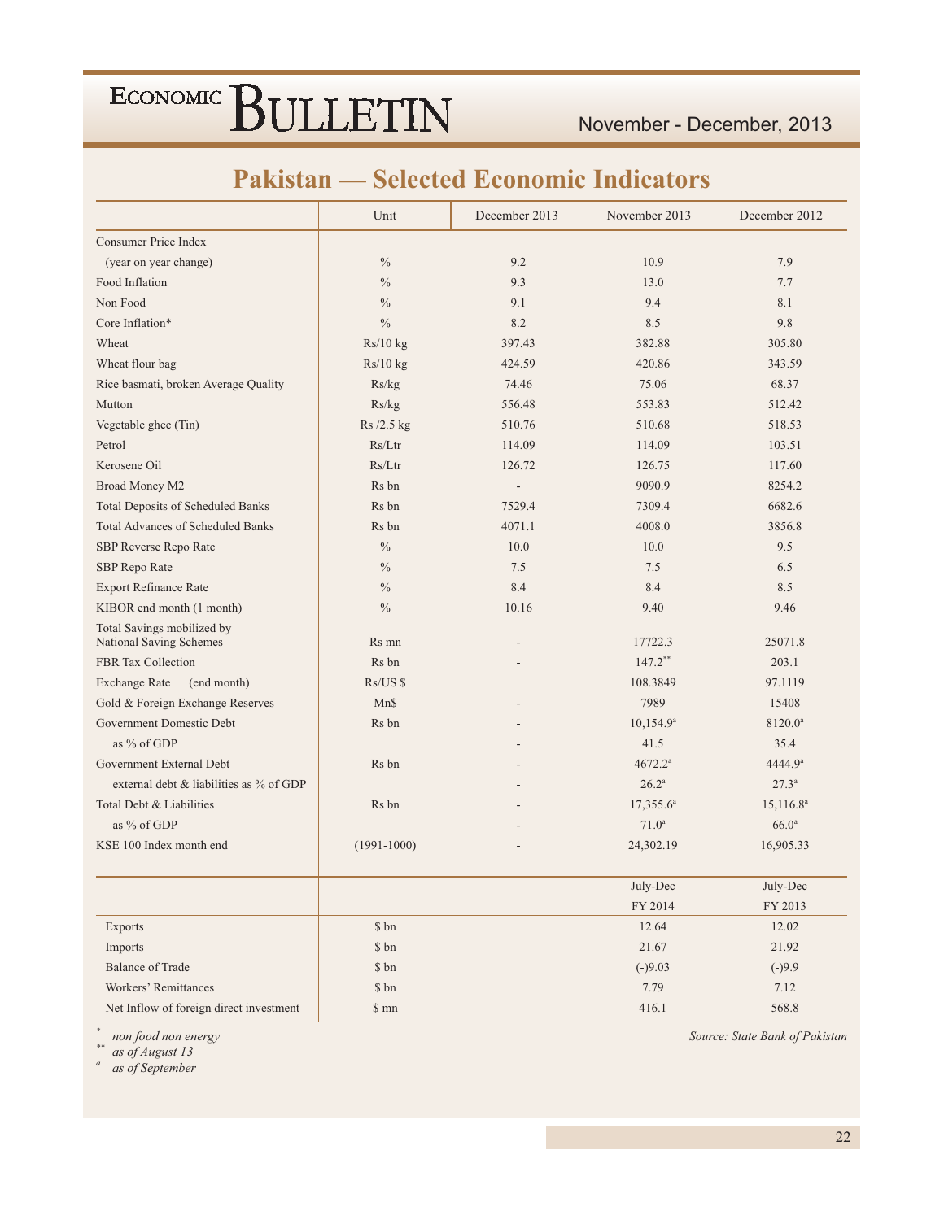# Pakistan — Selected Economic Indicators

| | Unit | December 2013 | November 2013 | December 2012 |
|---|---|---|---|---|
| Consumer Price Index | | | | |
| (year on year change) | % | 9.2 | 10.9 | 7.9 |
| Food Inflation | % | 9.3 | 13.0 | 7.7 |
| Non Food | % | 9.1 | 9.4 | 8.1 |
| Core Inflation* | % | 8.2 | 8.5 | 9.8 |
| Wheat | Rs/10 kg | 397.43 | 382.88 | 305.80 |
| Wheat flour bag | Rs/10 kg | 424.59 | 420.86 | 343.59 |
| Rice basmati, broken Average Quality | Rs/kg | 74.46 | 75.06 | 68.37 |
| Mutton | Rs/kg | 556.48 | 553.83 | 512.42 |
| Vegetable ghee (Tin) | Rs /2.5 kg | 510.76 | 510.68 | 518.53 |
| Petrol | Rs/Ltr | 114.09 | 114.09 | 103.51 |
| Kerosene Oil | Rs/Ltr | 126.72 | 126.75 | 117.60 |
| Broad Money M2 | Rs bn | - | 9090.9 | 8254.2 |
| Total Deposits of Scheduled Banks | Rs bn | 7529.4 | 7309.4 | 6682.6 |
| Total Advances of Scheduled Banks | Rs bn | 4071.1 | 4008.0 | 3856.8 |
| SBP Reverse Repo Rate | % | 10.0 | 10.0 | 9.5 |
| SBP Repo Rate | % | 7.5 | 7.5 | 6.5 |
| Export Refinance Rate | % | 8.4 | 8.4 | 8.5 |
| KIBOR end month (1 month) | % | 10.16 | 9.40 | 9.46 |
| Total Savings mobilized by National Saving Schemes | Rs mn | - | 17722.3 | 25071.8 |
| FBR Tax Collection | Rs bn | - | 147.2** | 203.1 |
| Exchange Rate (end month) | Rs/US $ | | 108.3849 | 97.1119 |
| Gold & Foreign Exchange Reserves | Mn$ | - | 7989 | 15408 |
| Government Domestic Debt | Rs bn | - | 10,154.9[a] | 8120.0[a] |
| as % of GDP | | - | 41.5 | 35.4 |
| Government External Debt | Rs bn | - | 4672.2[a] | 4444.9[a] |
| external debt & liabilities as % of GDP | | - | 26.2[a] | 27.3[a] |
| Total Debt & Liabilities | Rs bn | - | 17,355.6[a] | 15,116.8[a] |
| as % of GDP | | - | 71.0[a] | 66.0[a] |
| KSE 100 Index month end | (1991-1000) | - | 24,302.19 | 16,905.33 |

| | Unit | July-Dec FY 2014 | July-Dec FY 2013 |
|---|---|---|---|
| Exports | $ bn | 12.64 | 12.02 |
| Imports | $ bn | 21.67 | 21.92 |
| Balance of Trade | $ bn | (-)9.03 | (-)9.9 |
| Workers' Remittances | $ bn | 7.79 | 7.12 |
| Net Inflow of foreign direct investment | $ mn | 416.1 | 568.8 |

\* *non food non energy*
\** *as of August 13*
[a] *as of September*

*Source: State Bank of Pakistan*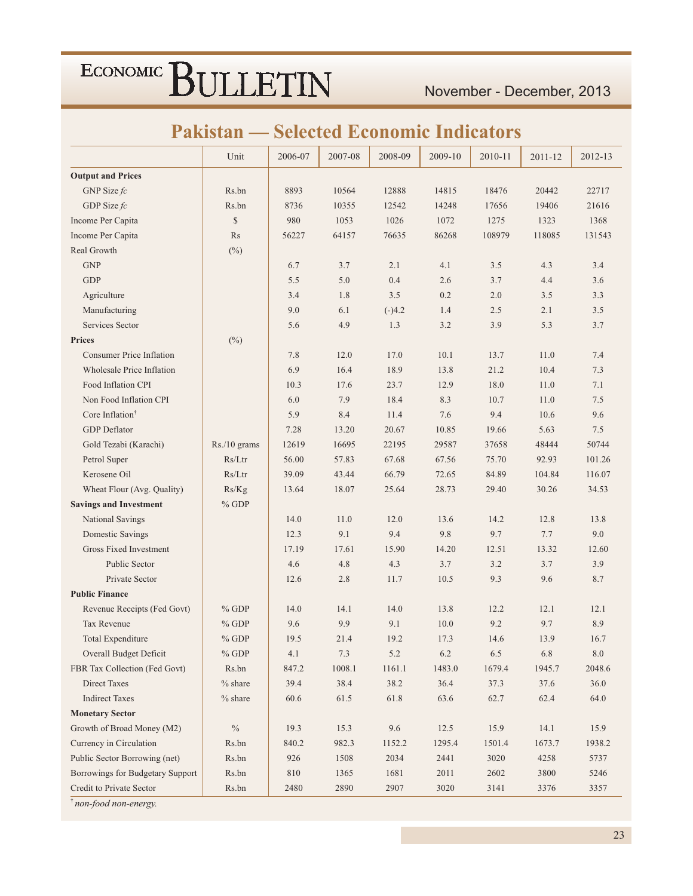# Pakistan — Selected Economic Indicators

| | Unit | 2006-07 | 2007-08 | 2008-09 | 2009-10 | 2010-11 | 2011-12 | 2012-13 |
|---|---|---|---|---|---|---|---|---|
| **Output and Prices** | | | | | | | | |
| GNP Size *fc* | Rs.bn | 8893 | 10564 | 12888 | 14815 | 18476 | 20442 | 22717 |
| GDP Size *fc* | Rs.bn | 8736 | 10355 | 12542 | 14248 | 17656 | 19406 | 21616 |
| Income Per Capita | $ | 980 | 1053 | 1026 | 1072 | 1275 | 1323 | 1368 |
| Income Per Capita | Rs | 56227 | 64157 | 76635 | 86268 | 108979 | 118085 | 131543 |
| Real Growth | (%) | | | | | | | |
| GNP | | 6.7 | 3.7 | 2.1 | 4.1 | 3.5 | 4.3 | 3.4 |
| GDP | | 5.5 | 5.0 | 0.4 | 2.6 | 3.7 | 4.4 | 3.6 |
| Agriculture | | 3.4 | 1.8 | 3.5 | 0.2 | 2.0 | 3.5 | 3.3 |
| Manufacturing | | 9.0 | 6.1 | (-)4.2 | 1.4 | 2.5 | 2.1 | 3.5 |
| Services Sector | | 5.6 | 4.9 | 1.3 | 3.2 | 3.9 | 5.3 | 3.7 |
| **Prices** | (%) | | | | | | | |
| Consumer Price Inflation | | 7.8 | 12.0 | 17.0 | 10.1 | 13.7 | 11.0 | 7.4 |
| Wholesale Price Inflation | | 6.9 | 16.4 | 18.9 | 13.8 | 21.2 | 10.4 | 7.3 |
| Food Inflation CPI | | 10.3 | 17.6 | 23.7 | 12.9 | 18.0 | 11.0 | 7.1 |
| Non Food Inflation CPI | | 6.0 | 7.9 | 18.4 | 8.3 | 10.7 | 11.0 | 7.5 |
| Core Inflation† | | 5.9 | 8.4 | 11.4 | 7.6 | 9.4 | 10.6 | 9.6 |
| GDP Deflator | | 7.28 | 13.20 | 20.67 | 10.85 | 19.66 | 5.63 | 7.5 |
| Gold Tezabi (Karachi) | Rs./10 grams | 12619 | 16695 | 22195 | 29587 | 37658 | 48444 | 50744 |
| Petrol Super | Rs/Ltr | 56.00 | 57.83 | 67.68 | 67.56 | 75.70 | 92.93 | 101.26 |
| Kerosene Oil | Rs/Ltr | 39.09 | 43.44 | 66.79 | 72.65 | 84.89 | 104.84 | 116.07 |
| Wheat Flour (Avg. Quality) | Rs/Kg | 13.64 | 18.07 | 25.64 | 28.73 | 29.40 | 30.26 | 34.53 |
| **Savings and Investment** | % GDP | | | | | | | |
| National Savings | | 14.0 | 11.0 | 12.0 | 13.6 | 14.2 | 12.8 | 13.8 |
| Domestic Savings | | 12.3 | 9.1 | 9.4 | 9.8 | 9.7 | 7.7 | 9.0 |
| Gross Fixed Investment | | 17.19 | 17.61 | 15.90 | 14.20 | 12.51 | 13.32 | 12.60 |
| Public Sector | | 4.6 | 4.8 | 4.3 | 3.7 | 3.2 | 3.7 | 3.9 |
| Private Sector | | 12.6 | 2.8 | 11.7 | 10.5 | 9.3 | 9.6 | 8.7 |
| **Public Finance** | | | | | | | | |
| Revenue Receipts (Fed Govt) | % GDP | 14.0 | 14.1 | 14.0 | 13.8 | 12.2 | 12.1 | 12.1 |
| Tax Revenue | % GDP | 9.6 | 9.9 | 9.1 | 10.0 | 9.2 | 9.7 | 8.9 |
| Total Expenditure | % GDP | 19.5 | 21.4 | 19.2 | 17.3 | 14.6 | 13.9 | 16.7 |
| Overall Budget Deficit | % GDP | 4.1 | 7.3 | 5.2 | 6.2 | 6.5 | 6.8 | 8.0 |
| FBR Tax Collection (Fed Govt) | Rs.bn | 847.2 | 1008.1 | 1161.1 | 1483.0 | 1679.4 | 1945.7 | 2048.6 |
| Direct Taxes | % share | 39.4 | 38.4 | 38.2 | 36.4 | 37.3 | 37.6 | 36.0 |
| Indirect Taxes | % share | 60.6 | 61.5 | 61.8 | 63.6 | 62.7 | 62.4 | 64.0 |
| **Monetary Sector** | | | | | | | | |
| Growth of Broad Money (M2) | % | 19.3 | 15.3 | 9.6 | 12.5 | 15.9 | 14.1 | 15.9 |
| Currency in Circulation | Rs.bn | 840.2 | 982.3 | 1152.2 | 1295.4 | 1501.4 | 1673.7 | 1938.2 |
| Public Sector Borrowing (net) | Rs.bn | 926 | 1508 | 2034 | 2441 | 3020 | 4258 | 5737 |
| Borrowings for Budgetary Support | Rs.bn | 810 | 1365 | 1681 | 2011 | 2602 | 3800 | 5246 |
| Credit to Private Sector | Rs.bn | 2480 | 2890 | 2907 | 3020 | 3141 | 3376 | 3357 |

† *non-food non-energy.*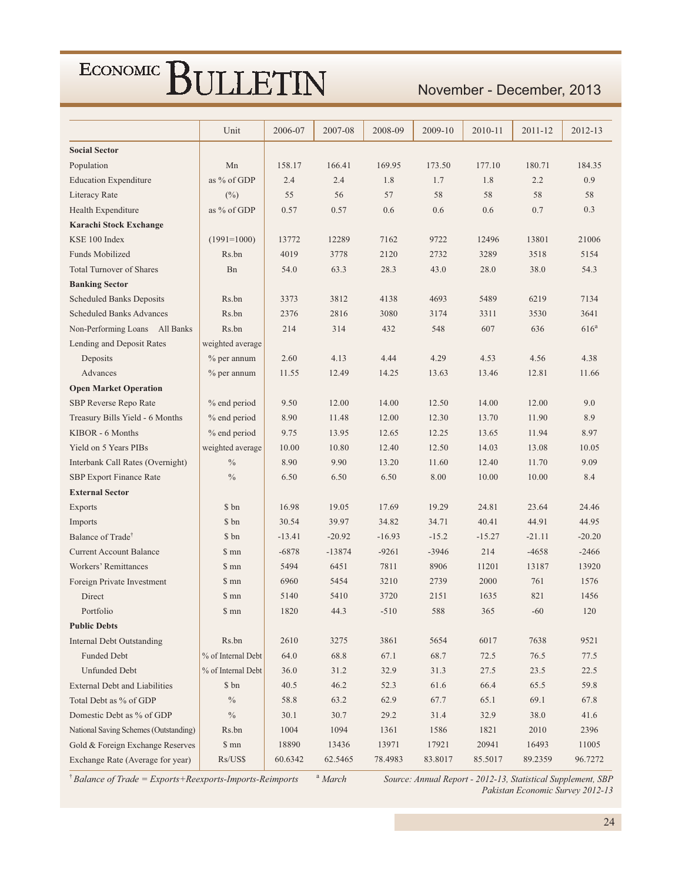| | Unit | 2006-07 | 2007-08 | 2008-09 | 2009-10 | 2010-11 | 2011-12 | 2012-13 |
|---|---|---|---|---|---|---|---|---|
| **Social Sector** | | | | | | | | |
| Population | Mn | 158.17 | 166.41 | 169.95 | 173.50 | 177.10 | 180.71 | 184.35 |
| Education Expenditure | as % of GDP | 2.4 | 2.4 | 1.8 | 1.7 | 1.8 | 2.2 | 0.9 |
| Literacy Rate | (%) | 55 | 56 | 57 | 58 | 58 | 58 | 58 |
| Health Expenditure | as % of GDP | 0.57 | 0.57 | 0.6 | 0.6 | 0.6 | 0.7 | 0.3 |
| **Karachi Stock Exchange** | | | | | | | | |
| KSE 100 Index | (1991=1000) | 13772 | 12289 | 7162 | 9722 | 12496 | 13801 | 21006 |
| Funds Mobilized | Rs.bn | 4019 | 3778 | 2120 | 2732 | 3289 | 3518 | 5154 |
| Total Turnover of Shares | Bn | 54.0 | 63.3 | 28.3 | 43.0 | 28.0 | 38.0 | 54.3 |
| **Banking Sector** | | | | | | | | |
| Scheduled Banks Deposits | Rs.bn | 3373 | 3812 | 4138 | 4693 | 5489 | 6219 | 7134 |
| Scheduled Banks Advances | Rs.bn | 2376 | 2816 | 3080 | 3174 | 3311 | 3530 | 3641 |
| Non-Performing Loans All Banks | Rs.bn | 214 | 314 | 432 | 548 | 607 | 636 | 616[a] |
| Lending and Deposit Rates | weighted average | | | | | | | |
| Deposits | % per annum | 2.60 | 4.13 | 4.44 | 4.29 | 4.53 | 4.56 | 4.38 |
| Advances | % per annum | 11.55 | 12.49 | 14.25 | 13.63 | 13.46 | 12.81 | 11.66 |
| **Open Market Operation** | | | | | | | | |
| SBP Reverse Repo Rate | % end period | 9.50 | 12.00 | 14.00 | 12.50 | 14.00 | 12.00 | 9.0 |
| Treasury Bills Yield - 6 Months | % end period | 8.90 | 11.48 | 12.00 | 12.30 | 13.70 | 11.90 | 8.9 |
| KIBOR - 6 Months | % end period | 9.75 | 13.95 | 12.65 | 12.25 | 13.65 | 11.94 | 8.97 |
| Yield on 5 Years PIBs | weighted average | 10.00 | 10.80 | 12.40 | 12.50 | 14.03 | 13.08 | 10.05 |
| Interbank Call Rates (Overnight) | % | 8.90 | 9.90 | 13.20 | 11.60 | 12.40 | 11.70 | 9.09 |
| SBP Export Finance Rate | % | 6.50 | 6.50 | 6.50 | 8.00 | 10.00 | 10.00 | 8.4 |
| **External Sector** | | | | | | | | |
| Exports | $ bn | 16.98 | 19.05 | 17.69 | 19.29 | 24.81 | 23.64 | 24.46 |
| Imports | $ bn | 30.54 | 39.97 | 34.82 | 34.71 | 40.41 | 44.91 | 44.95 |
| Balance of Trade[†] | $ bn | -13.41 | -20.92 | -16.93 | -15.2 | -15.27 | -21.11 | -20.20 |
| Current Account Balance | $ mn | -6878 | -13874 | -9261 | -3946 | 214 | -4658 | -2466 |
| Workers' Remittances | $ mn | 5494 | 6451 | 7811 | 8906 | 11201 | 13187 | 13920 |
| Foreign Private Investment | $ mn | 6960 | 5454 | 3210 | 2739 | 2000 | 761 | 1576 |
| Direct | $ mn | 5140 | 5410 | 3720 | 2151 | 1635 | 821 | 1456 |
| Portfolio | $ mn | 1820 | 44.3 | -510 | 588 | 365 | -60 | 120 |
| **Public Debts** | | | | | | | | |
| Internal Debt Outstanding | Rs.bn | 2610 | 3275 | 3861 | 5654 | 6017 | 7638 | 9521 |
| Funded Debt | % of Internal Debt | 64.0 | 68.8 | 67.1 | 68.7 | 72.5 | 76.5 | 77.5 |
| Unfunded Debt | % of Internal Debt | 36.0 | 31.2 | 32.9 | 31.3 | 27.5 | 23.5 | 22.5 |
| External Debt and Liabilities | $ bn | 40.5 | 46.2 | 52.3 | 61.6 | 66.4 | 65.5 | 59.8 |
| Total Debt as % of GDP | % | 58.8 | 63.2 | 62.9 | 67.7 | 65.1 | 69.1 | 67.8 |
| Domestic Debt as % of GDP | % | 30.1 | 30.7 | 29.2 | 31.4 | 32.9 | 38.0 | 41.6 |
| National Saving Schemes (Outstanding) | Rs.bn | 1004 | 1094 | 1361 | 1586 | 1821 | 2010 | 2396 |
| Gold & Foreign Exchange Reserves | $ mn | 18890 | 13436 | 13971 | 17921 | 20941 | 16493 | 11005 |
| Exchange Rate (Average for year) | Rs/US$ | 60.6342 | 62.5465 | 78.4983 | 83.8017 | 85.5017 | 89.2359 | 96.7272 |

[†] *Balance of Trade = Exports+Reexports-Imports-Reimports* [a] *March*

*Source: Annual Report - 2012-13, Statistical Supplement, SBP Pakistan Economic Survey 2012-13*